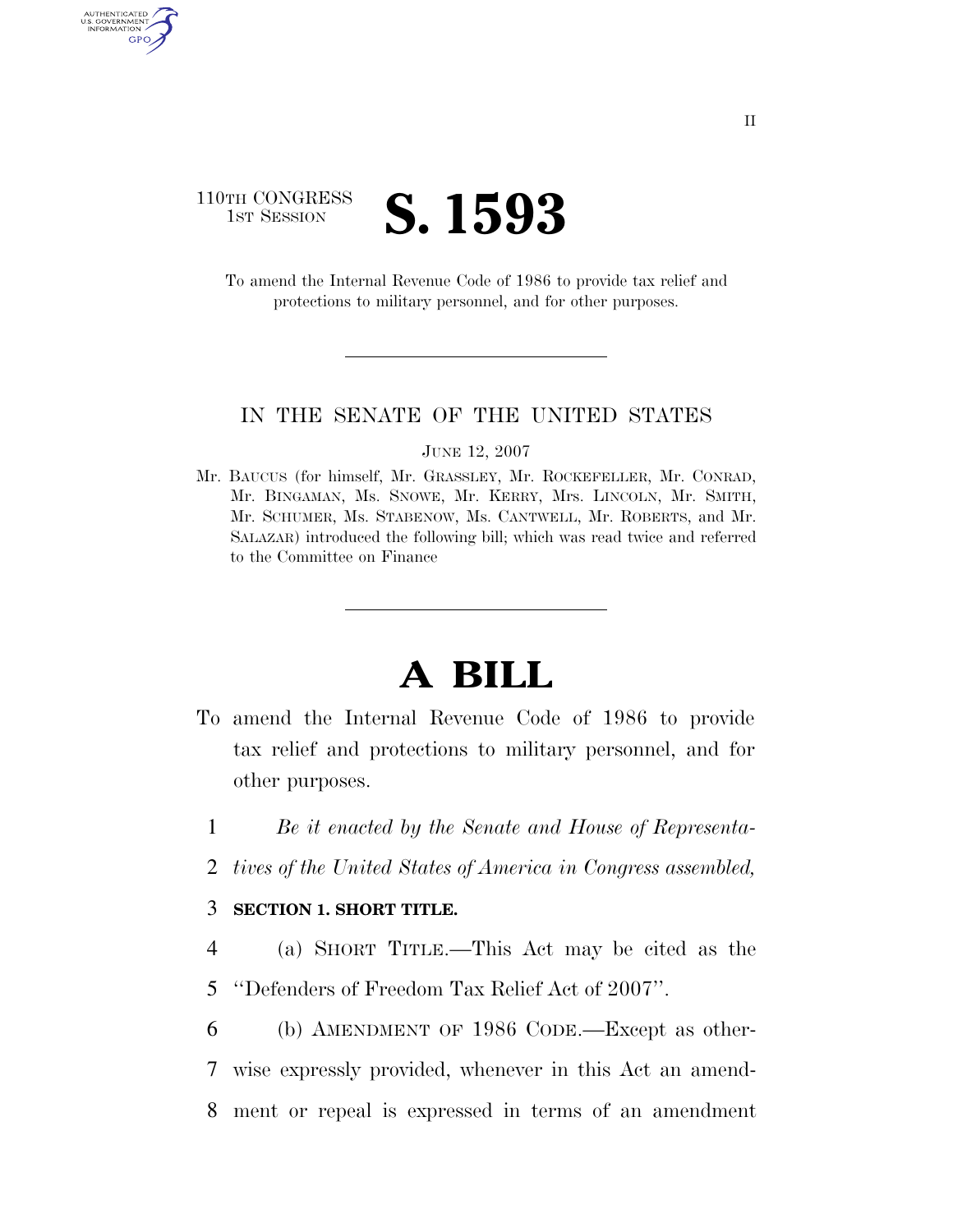110TH CONGRESS
1ST SESSION

# S. 1593

To amend the Internal Revenue Code of 1986 to provide tax relief and protections to military personnel, and for other purposes.

---

IN THE SENATE OF THE UNITED STATES

JUNE 12, 2007

Mr. BAUCUS (for himself, Mr. GRASSLEY, Mr. ROCKEFELLER, Mr. CONRAD, Mr. BINGAMAN, Ms. SNOWE, Mr. KERRY, Mrs. LINCOLN, Mr. SMITH, Mr. SCHUMER, Ms. STABENOW, Ms. CANTWELL, Mr. ROBERTS, and Mr. SALAZAR) introduced the following bill; which was read twice and referred to the Committee on Finance

---

# A BILL

To amend the Internal Revenue Code of 1986 to provide tax relief and protections to military personnel, and for other purposes.

1 *Be it enacted by the Senate and House of Representa-*
2 *tives of the United States of America in Congress assembled,*

3 **SECTION 1. SHORT TITLE.**

4 (a) SHORT TITLE.—This Act may be cited as the
5 ''Defenders of Freedom Tax Relief Act of 2007''.

6 (b) AMENDMENT OF 1986 CODE.—Except as other-
7 wise expressly provided, whenever in this Act an amend-
8 ment or repeal is expressed in terms of an amendment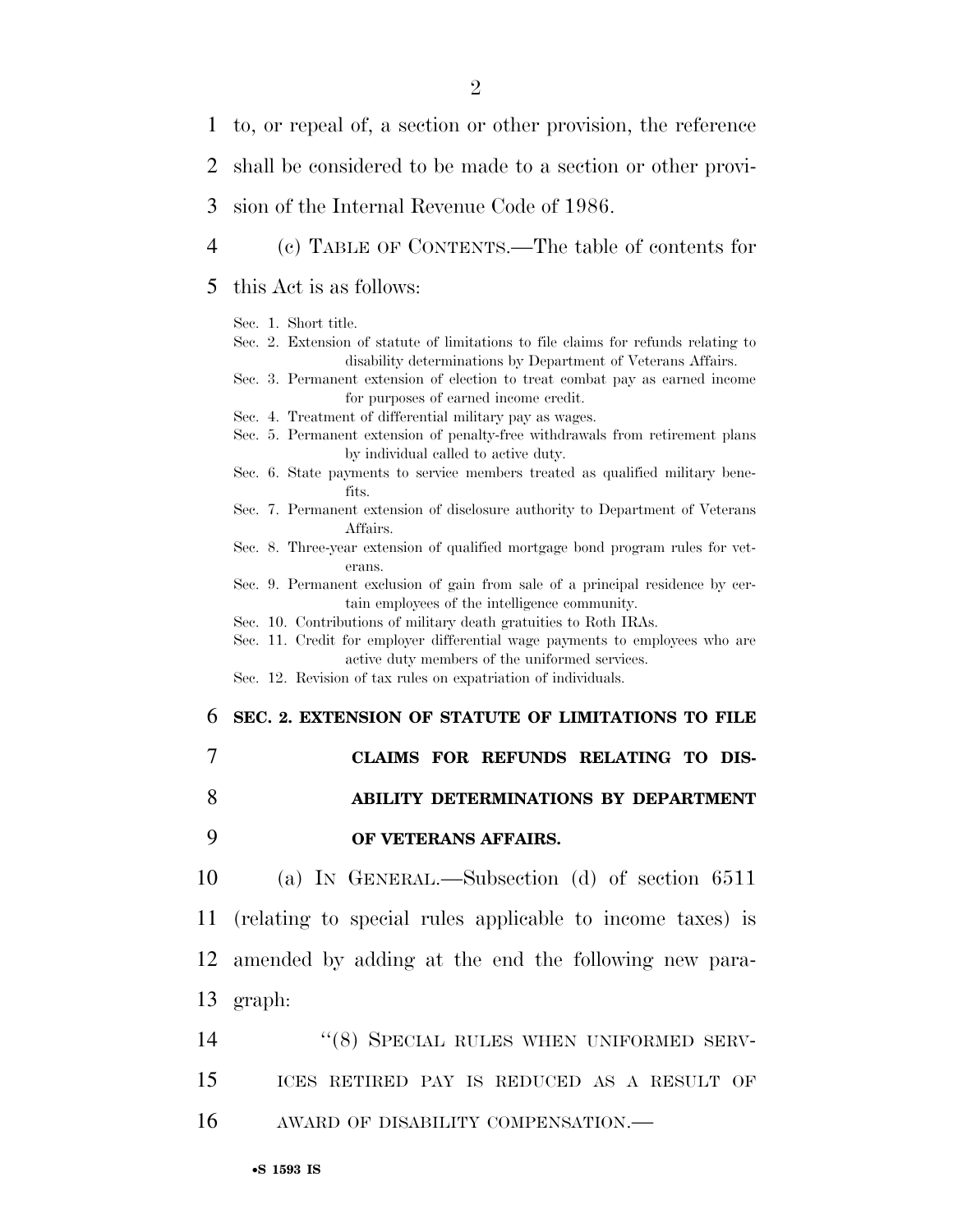to, or repeal of, a section or other provision, the reference shall be considered to be made to a section or other provision of the Internal Revenue Code of 1986.

(c) TABLE OF CONTENTS.—The table of contents for this Act is as follows:

Sec. 1. Short title.
Sec. 2. Extension of statute of limitations to file claims for refunds relating to disability determinations by Department of Veterans Affairs.
Sec. 3. Permanent extension of election to treat combat pay as earned income for purposes of earned income credit.
Sec. 4. Treatment of differential military pay as wages.
Sec. 5. Permanent extension of penalty-free withdrawals from retirement plans by individual called to active duty.
Sec. 6. State payments to service members treated as qualified military benefits.
Sec. 7. Permanent extension of disclosure authority to Department of Veterans Affairs.
Sec. 8. Three-year extension of qualified mortgage bond program rules for veterans.
Sec. 9. Permanent exclusion of gain from sale of a principal residence by certain employees of the intelligence community.
Sec. 10. Contributions of military death gratuities to Roth IRAs.
Sec. 11. Credit for employer differential wage payments to employees who are active duty members of the uniformed services.
Sec. 12. Revision of tax rules on expatriation of individuals.

## SEC. 2. EXTENSION OF STATUTE OF LIMITATIONS TO FILE CLAIMS FOR REFUNDS RELATING TO DISABILITY DETERMINATIONS BY DEPARTMENT OF VETERANS AFFAIRS.

(a) IN GENERAL.—Subsection (d) of section 6511 (relating to special rules applicable to income taxes) is amended by adding at the end the following new paragraph:

"(8) SPECIAL RULES WHEN UNIFORMED SERVICES RETIRED PAY IS REDUCED AS A RESULT OF AWARD OF DISABILITY COMPENSATION.—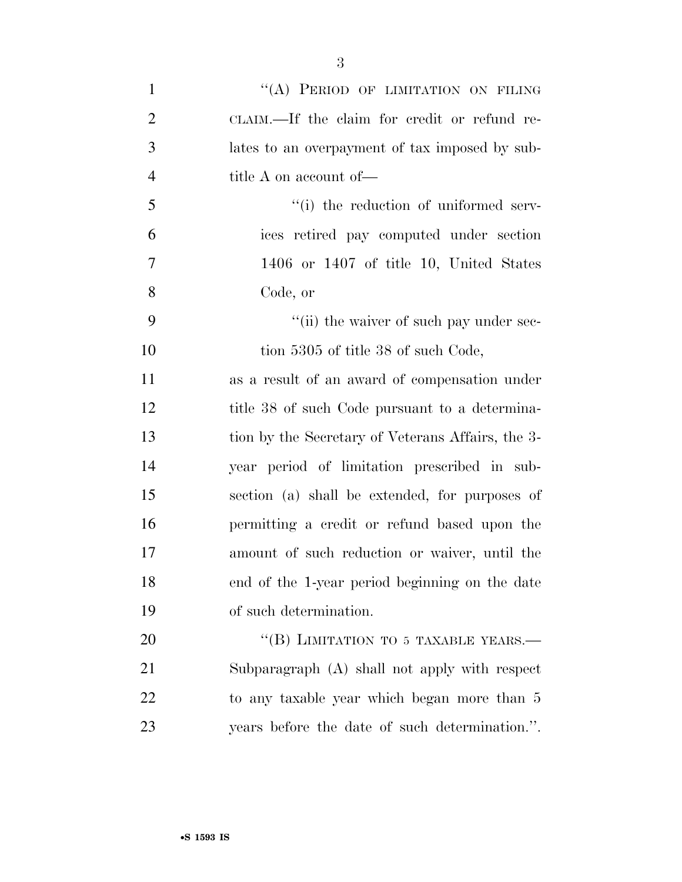"(A) PERIOD OF LIMITATION ON FILING CLAIM.—If the claim for credit or refund relates to an overpayment of tax imposed by subtitle A on account of—

"(i) the reduction of uniformed services retired pay computed under section 1406 or 1407 of title 10, United States Code, or

"(ii) the waiver of such pay under section 5305 of title 38 of such Code,

as a result of an award of compensation under title 38 of such Code pursuant to a determination by the Secretary of Veterans Affairs, the 3-year period of limitation prescribed in subsection (a) shall be extended, for purposes of permitting a credit or refund based upon the amount of such reduction or waiver, until the end of the 1-year period beginning on the date of such determination.

"(B) LIMITATION TO 5 TAXABLE YEARS.—Subparagraph (A) shall not apply with respect to any taxable year which began more than 5 years before the date of such determination.".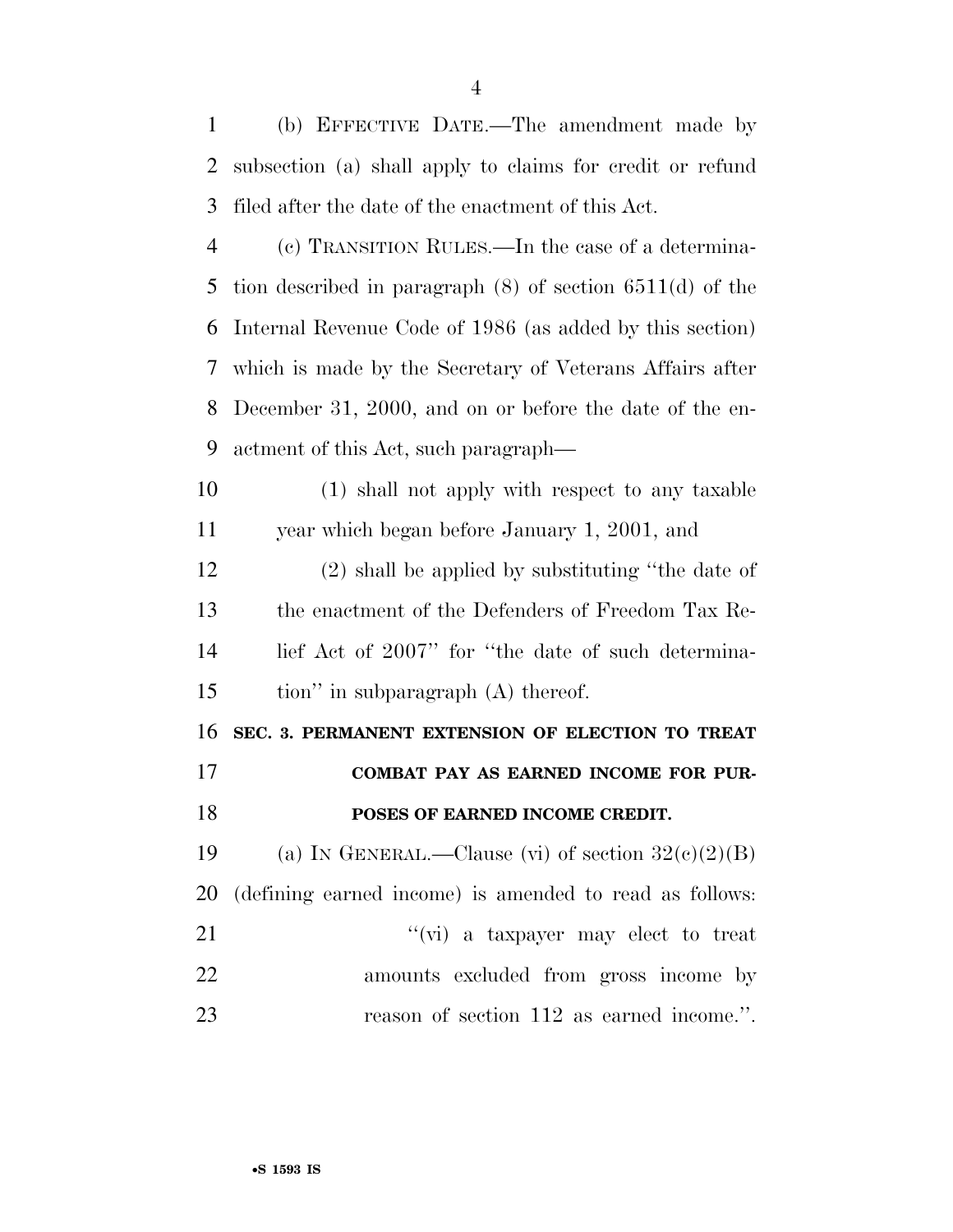(b) EFFECTIVE DATE.—The amendment made by subsection (a) shall apply to claims for credit or refund filed after the date of the enactment of this Act.

(c) TRANSITION RULES.—In the case of a determination described in paragraph (8) of section 6511(d) of the Internal Revenue Code of 1986 (as added by this section) which is made by the Secretary of Veterans Affairs after December 31, 2000, and on or before the date of the enactment of this Act, such paragraph—

(1) shall not apply with respect to any taxable year which began before January 1, 2001, and

(2) shall be applied by substituting ''the date of the enactment of the Defenders of Freedom Tax Relief Act of 2007'' for ''the date of such determination'' in subparagraph (A) thereof.

**SEC. 3. PERMANENT EXTENSION OF ELECTION TO TREAT COMBAT PAY AS EARNED INCOME FOR PURPOSES OF EARNED INCOME CREDIT.**

(a) IN GENERAL.—Clause (vi) of section 32(c)(2)(B) (defining earned income) is amended to read as follows:

''(vi) a taxpayer may elect to treat amounts excluded from gross income by reason of section 112 as earned income.''.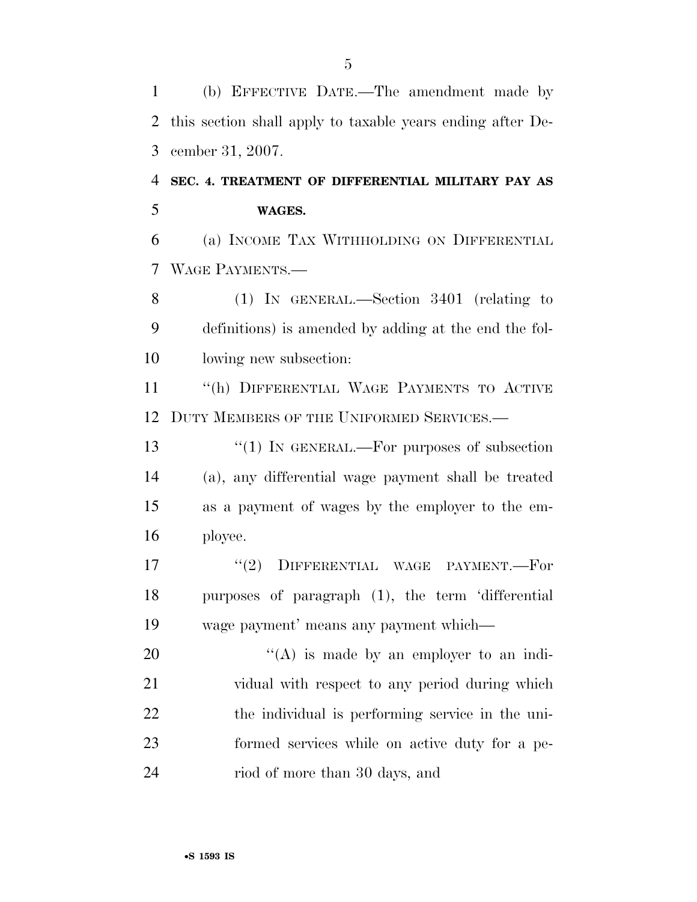(b) EFFECTIVE DATE.—The amendment made by this section shall apply to taxable years ending after December 31, 2007.

**SEC. 4. TREATMENT OF DIFFERENTIAL MILITARY PAY AS WAGES.**

(a) INCOME TAX WITHHOLDING ON DIFFERENTIAL WAGE PAYMENTS.—

(1) IN GENERAL.—Section 3401 (relating to definitions) is amended by adding at the end the following new subsection:

"(h) DIFFERENTIAL WAGE PAYMENTS TO ACTIVE DUTY MEMBERS OF THE UNIFORMED SERVICES.—

"(1) IN GENERAL.—For purposes of subsection (a), any differential wage payment shall be treated as a payment of wages by the employer to the employee.

"(2) DIFFERENTIAL WAGE PAYMENT.—For purposes of paragraph (1), the term 'differential wage payment' means any payment which—

"(A) is made by an employer to an individual with respect to any period during which the individual is performing service in the uniformed services while on active duty for a period of more than 30 days, and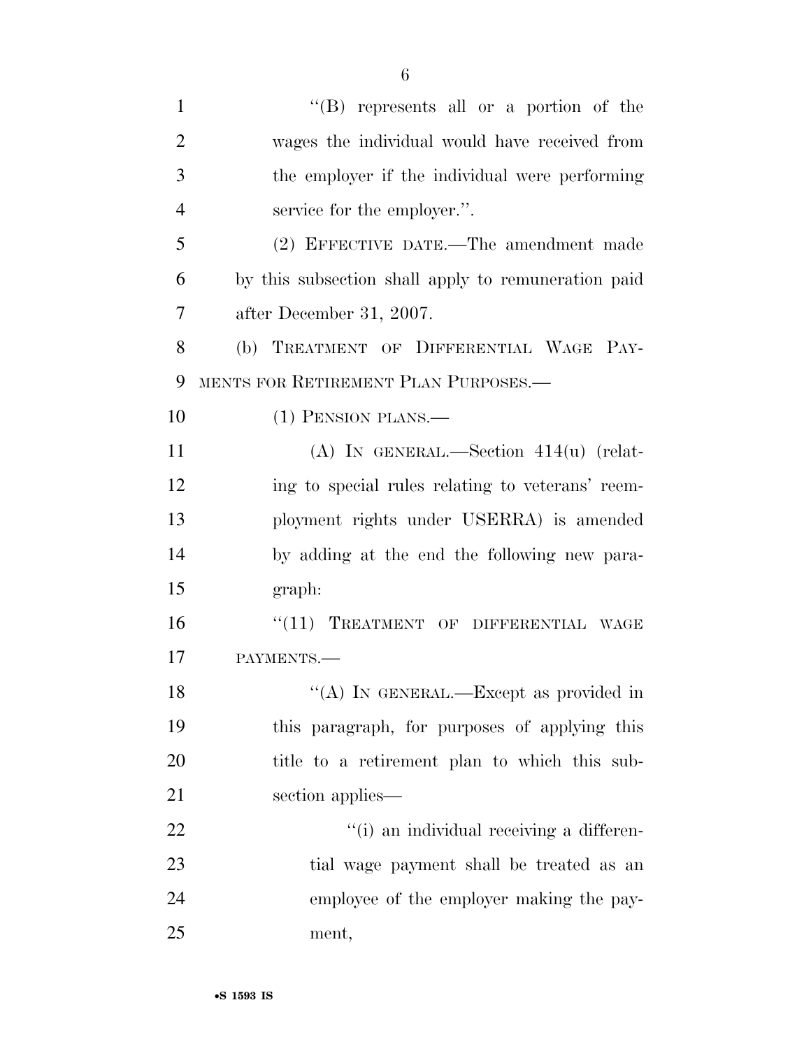''(B) represents all or a portion of the wages the individual would have received from the employer if the individual were performing service for the employer.''.

(2) EFFECTIVE DATE.—The amendment made by this subsection shall apply to remuneration paid after December 31, 2007.

(b) TREATMENT OF DIFFERENTIAL WAGE PAYMENTS FOR RETIREMENT PLAN PURPOSES.—

(1) PENSION PLANS.—

(A) IN GENERAL.—Section 414(u) (relating to special rules relating to veterans' reemployment rights under USERRA) is amended by adding at the end the following new paragraph:

''(11) TREATMENT OF DIFFERENTIAL WAGE PAYMENTS.—

''(A) IN GENERAL.—Except as provided in this paragraph, for purposes of applying this title to a retirement plan to which this subsection applies—

''(i) an individual receiving a differential wage payment shall be treated as an employee of the employer making the payment,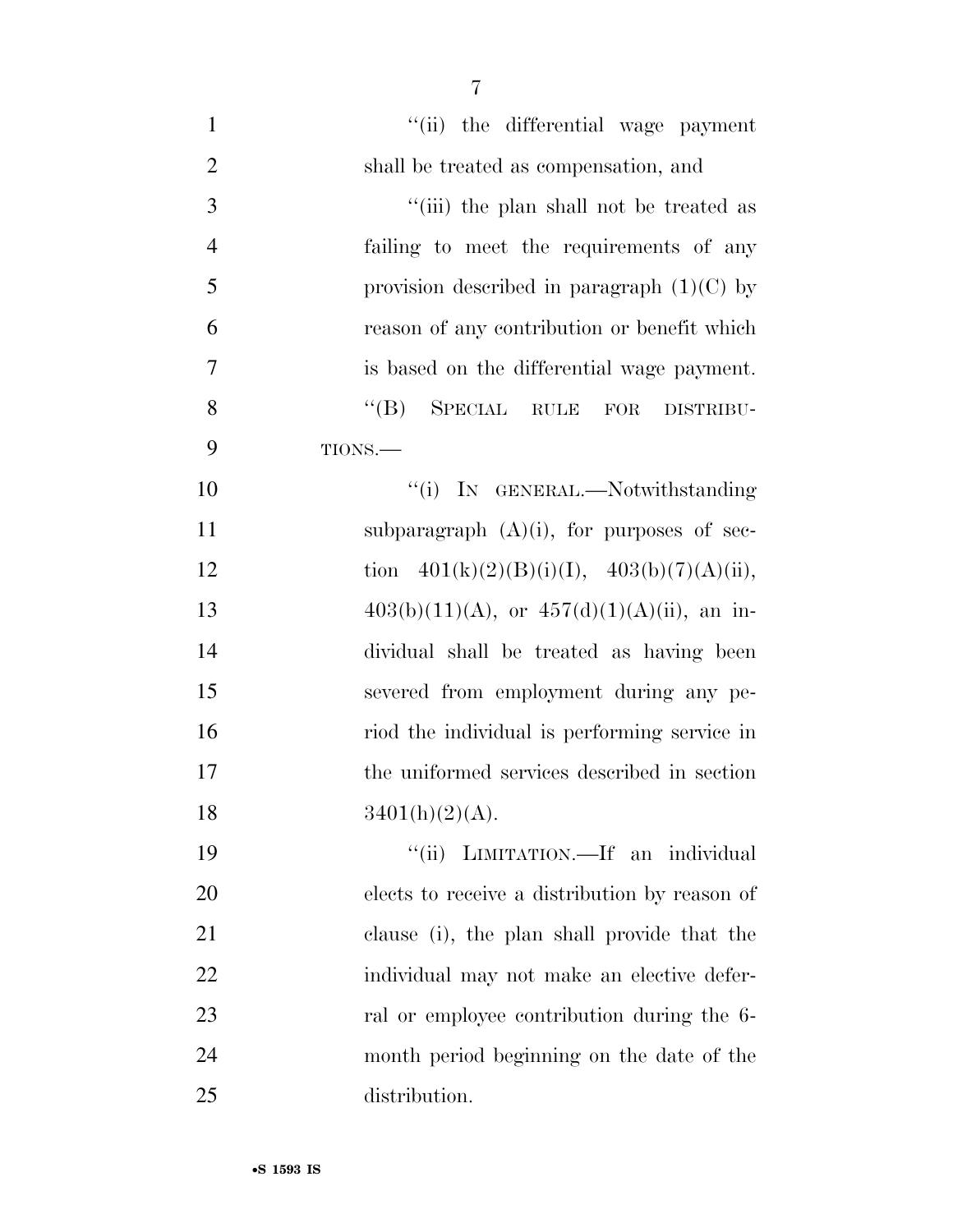"(ii) the differential wage payment shall be treated as compensation, and

"(iii) the plan shall not be treated as failing to meet the requirements of any provision described in paragraph (1)(C) by reason of any contribution or benefit which is based on the differential wage payment.

"(B) SPECIAL RULE FOR DISTRIBUTIONS.—

"(i) IN GENERAL.—Notwithstanding subparagraph (A)(i), for purposes of section 401(k)(2)(B)(i)(I), 403(b)(7)(A)(ii), 403(b)(11)(A), or 457(d)(1)(A)(ii), an individual shall be treated as having been severed from employment during any period the individual is performing service in the uniformed services described in section 3401(h)(2)(A).

"(ii) LIMITATION.—If an individual elects to receive a distribution by reason of clause (i), the plan shall provide that the individual may not make an elective deferral or employee contribution during the 6-month period beginning on the date of the distribution.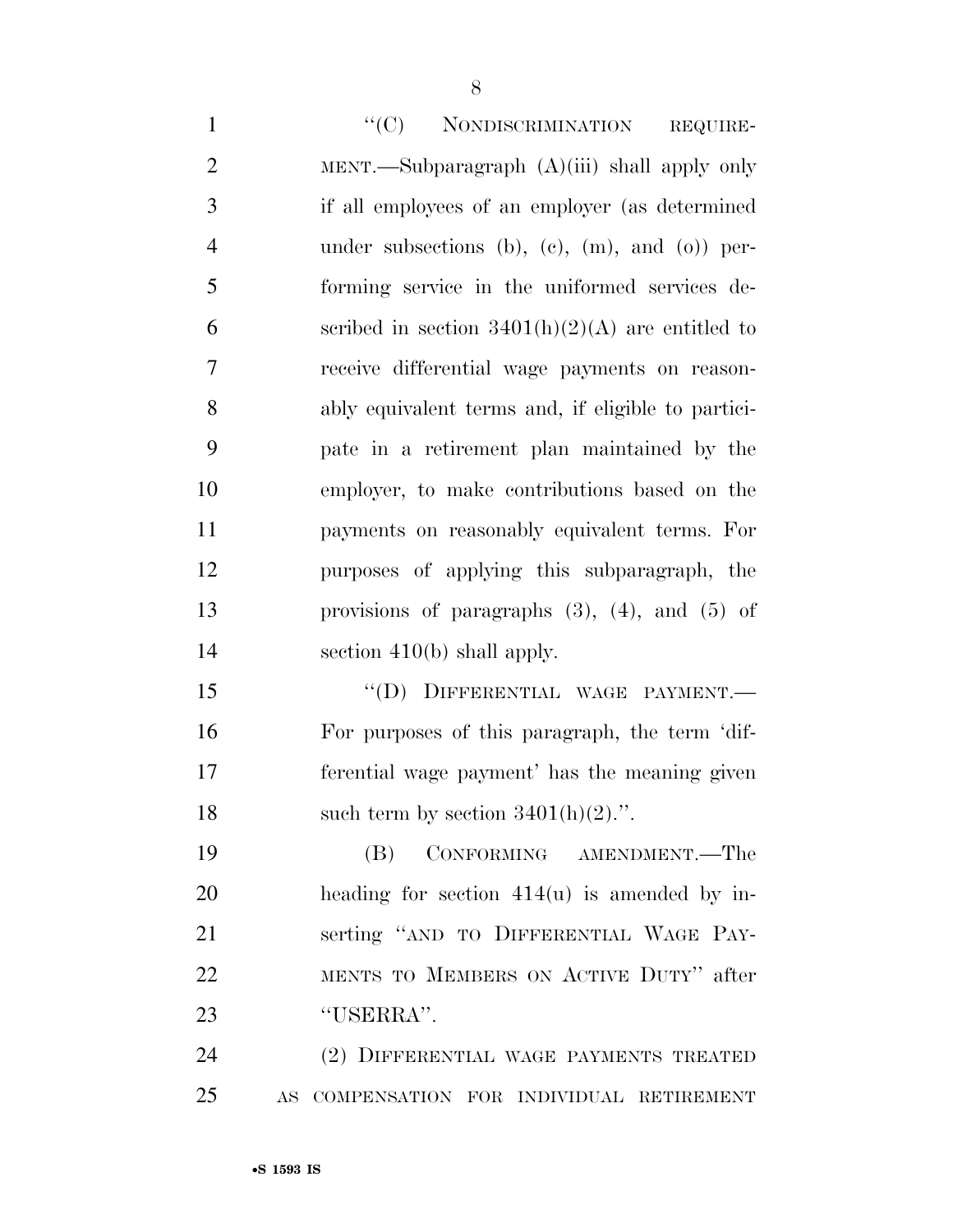"(C) NONDISCRIMINATION REQUIREMENT.—Subparagraph (A)(iii) shall apply only if all employees of an employer (as determined under subsections (b), (c), (m), and (o)) performing service in the uniformed services described in section 3401(h)(2)(A) are entitled to receive differential wage payments on reasonably equivalent terms and, if eligible to participate in a retirement plan maintained by the employer, to make contributions based on the payments on reasonably equivalent terms. For purposes of applying this subparagraph, the provisions of paragraphs (3), (4), and (5) of section 410(b) shall apply.

"(D) DIFFERENTIAL WAGE PAYMENT.—For purposes of this paragraph, the term 'differential wage payment' has the meaning given such term by section 3401(h)(2).".

(B) CONFORMING AMENDMENT.—The heading for section 414(u) is amended by inserting "AND TO DIFFERENTIAL WAGE PAYMENTS TO MEMBERS ON ACTIVE DUTY" after "USERRA".

(2) DIFFERENTIAL WAGE PAYMENTS TREATED AS COMPENSATION FOR INDIVIDUAL RETIREMENT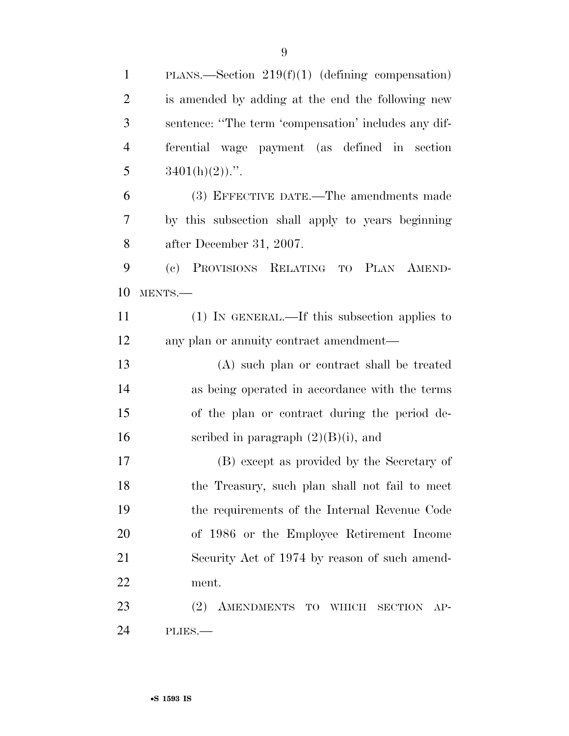PLANS.—Section 219(f)(1) (defining compensation) is amended by adding at the end the following new sentence: ''The term 'compensation' includes any differential wage payment (as defined in section 3401(h)(2)).''.

(3) EFFECTIVE DATE.—The amendments made by this subsection shall apply to years beginning after December 31, 2007.

(c) PROVISIONS RELATING TO PLAN AMENDMENTS.—

(1) IN GENERAL.—If this subsection applies to any plan or annuity contract amendment—

(A) such plan or contract shall be treated as being operated in accordance with the terms of the plan or contract during the period described in paragraph (2)(B)(i), and

(B) except as provided by the Secretary of the Treasury, such plan shall not fail to meet the requirements of the Internal Revenue Code of 1986 or the Employee Retirement Income Security Act of 1974 by reason of such amendment.

(2) AMENDMENTS TO WHICH SECTION APPLIES.—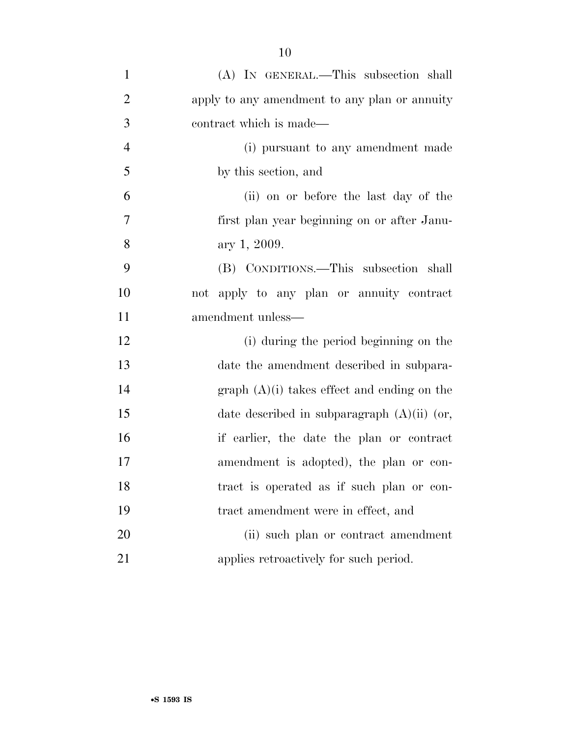(A) IN GENERAL.—This subsection shall apply to any amendment to any plan or annuity contract which is made—

(i) pursuant to any amendment made by this section, and

(ii) on or before the last day of the first plan year beginning on or after January 1, 2009.

(B) CONDITIONS.—This subsection shall not apply to any plan or annuity contract amendment unless—

(i) during the period beginning on the date the amendment described in subparagraph (A)(i) takes effect and ending on the date described in subparagraph (A)(ii) (or, if earlier, the date the plan or contract amendment is adopted), the plan or contract is operated as if such plan or contract amendment were in effect, and

(ii) such plan or contract amendment applies retroactively for such period.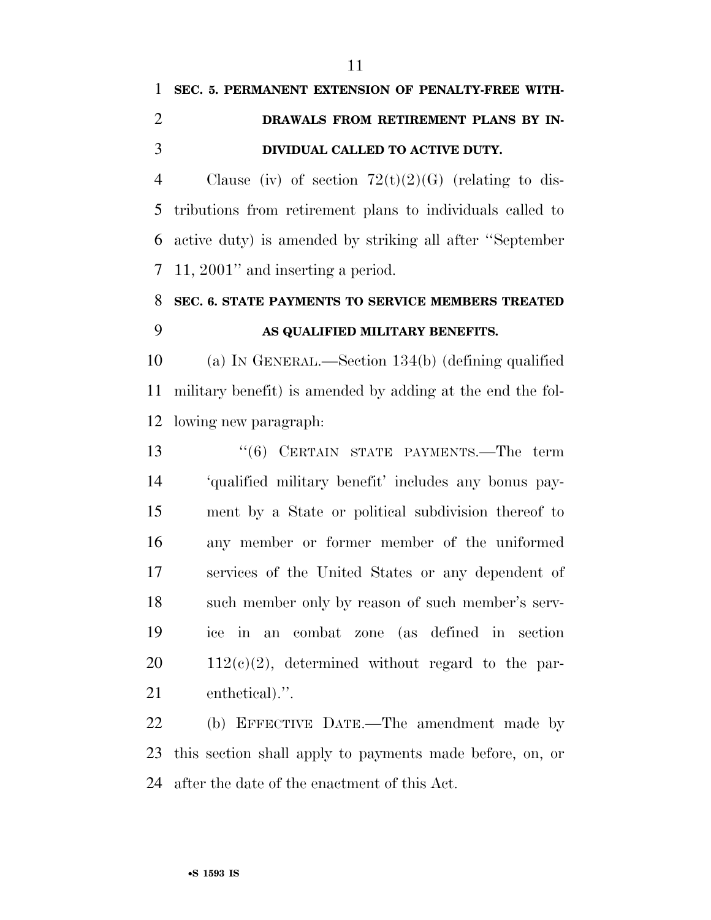**SEC. 5. PERMANENT EXTENSION OF PENALTY-FREE WITHDRAWALS FROM RETIREMENT PLANS BY INDIVIDUAL CALLED TO ACTIVE DUTY.**

Clause (iv) of section 72(t)(2)(G) (relating to distributions from retirement plans to individuals called to active duty) is amended by striking all after "September 11, 2001" and inserting a period.

**SEC. 6. STATE PAYMENTS TO SERVICE MEMBERS TREATED AS QUALIFIED MILITARY BENEFITS.**

(a) IN GENERAL.—Section 134(b) (defining qualified military benefit) is amended by adding at the end the following new paragraph:

"(6) CERTAIN STATE PAYMENTS.—The term 'qualified military benefit' includes any bonus payment by a State or political subdivision thereof to any member or former member of the uniformed services of the United States or any dependent of such member only by reason of such member's service in an combat zone (as defined in section 112(c)(2), determined without regard to the parenthetical).".

(b) EFFECTIVE DATE.—The amendment made by this section shall apply to payments made before, on, or after the date of the enactment of this Act.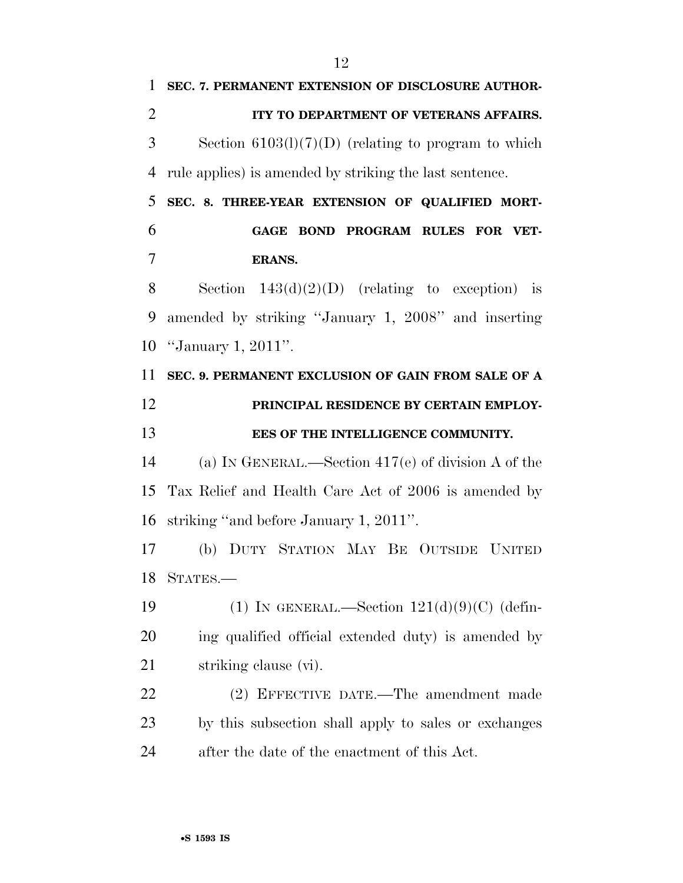**SEC. 7. PERMANENT EXTENSION OF DISCLOSURE AUTHORITY TO DEPARTMENT OF VETERANS AFFAIRS.**

Section 6103(l)(7)(D) (relating to program to which rule applies) is amended by striking the last sentence.

**SEC. 8. THREE-YEAR EXTENSION OF QUALIFIED MORTGAGE BOND PROGRAM RULES FOR VETERANS.**

Section 143(d)(2)(D) (relating to exception) is amended by striking ''January 1, 2008'' and inserting ''January 1, 2011''.

**SEC. 9. PERMANENT EXCLUSION OF GAIN FROM SALE OF A PRINCIPAL RESIDENCE BY CERTAIN EMPLOYEES OF THE INTELLIGENCE COMMUNITY.**

(a) IN GENERAL.—Section 417(e) of division A of the Tax Relief and Health Care Act of 2006 is amended by striking ''and before January 1, 2011''.

(b) DUTY STATION MAY BE OUTSIDE UNITED STATES.—

(1) IN GENERAL.—Section 121(d)(9)(C) (defining qualified official extended duty) is amended by striking clause (vi).

(2) EFFECTIVE DATE.—The amendment made by this subsection shall apply to sales or exchanges after the date of the enactment of this Act.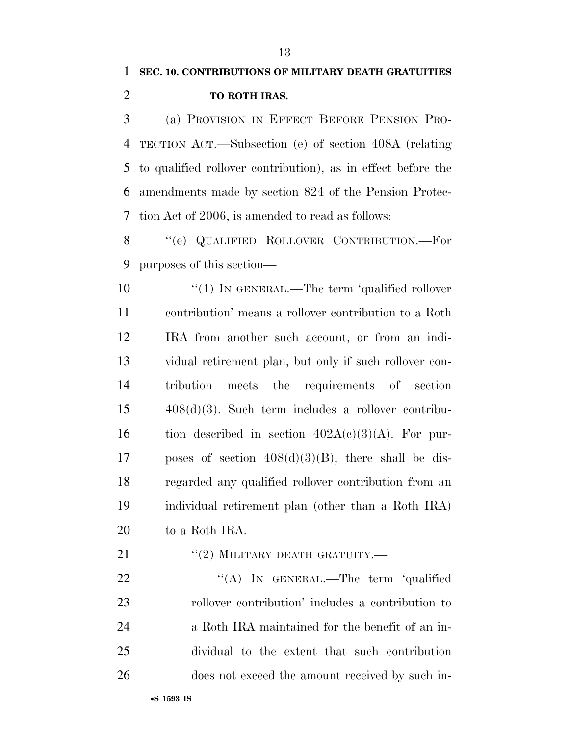**SEC. 10. CONTRIBUTIONS OF MILITARY DEATH GRATUITIES TO ROTH IRAS.**

(a) PROVISION IN EFFECT BEFORE PENSION PROTECTION ACT.—Subsection (e) of section 408A (relating to qualified rollover contribution), as in effect before the amendments made by section 824 of the Pension Protection Act of 2006, is amended to read as follows:

"(e) QUALIFIED ROLLOVER CONTRIBUTION.—For purposes of this section—

"(1) IN GENERAL.—The term 'qualified rollover contribution' means a rollover contribution to a Roth IRA from another such account, or from an individual retirement plan, but only if such rollover contribution meets the requirements of section 408(d)(3). Such term includes a rollover contribution described in section 402A(c)(3)(A). For purposes of section 408(d)(3)(B), there shall be disregarded any qualified rollover contribution from an individual retirement plan (other than a Roth IRA) to a Roth IRA.

"(2) MILITARY DEATH GRATUITY.—

"(A) IN GENERAL.—The term 'qualified rollover contribution' includes a contribution to a Roth IRA maintained for the benefit of an individual to the extent that such contribution does not exceed the amount received by such in-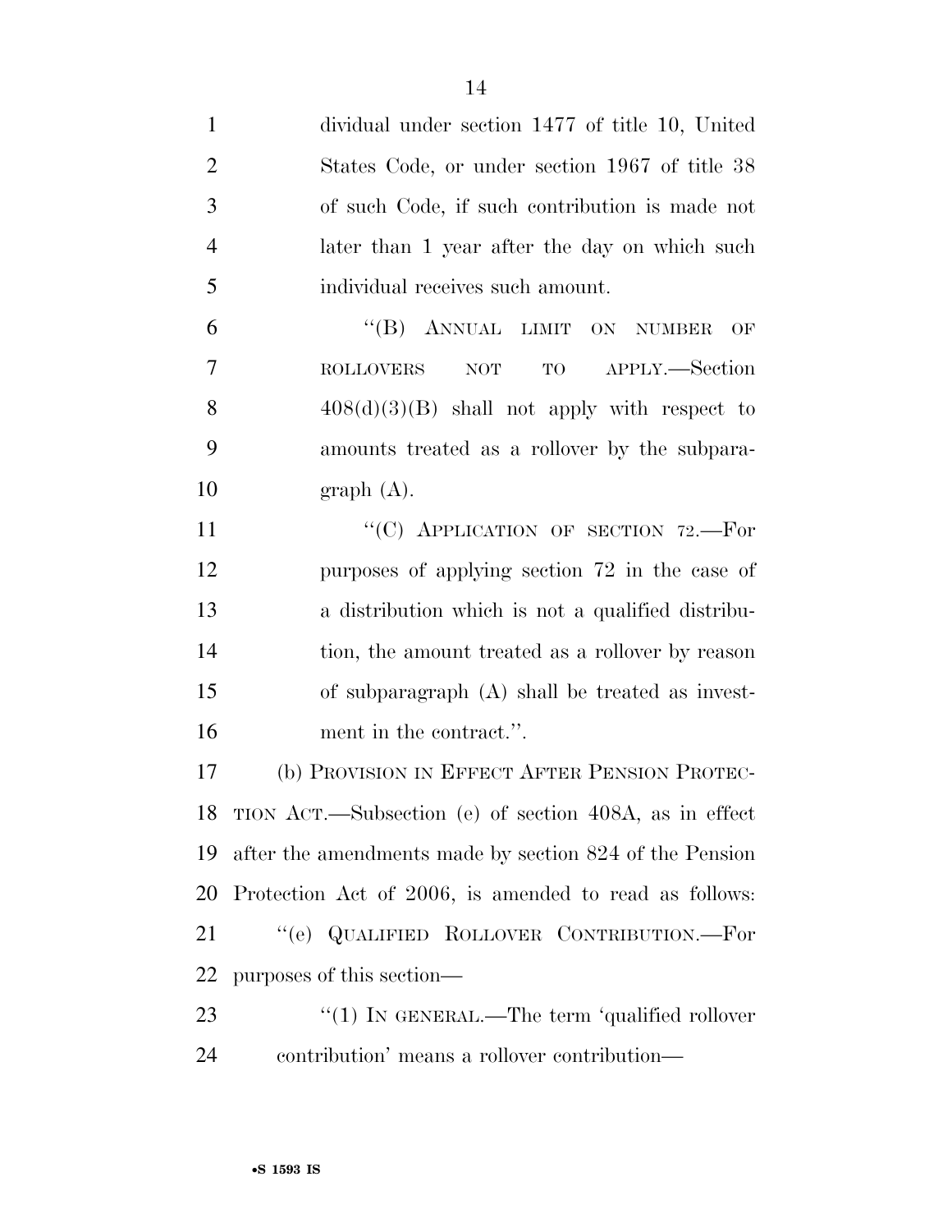dividual under section 1477 of title 10, United States Code, or under section 1967 of title 38 of such Code, if such contribution is made not later than 1 year after the day on which such individual receives such amount.

"(B) ANNUAL LIMIT ON NUMBER OF ROLLOVERS NOT TO APPLY.—Section 408(d)(3)(B) shall not apply with respect to amounts treated as a rollover by the subparagraph (A).

"(C) APPLICATION OF SECTION 72.—For purposes of applying section 72 in the case of a distribution which is not a qualified distribution, the amount treated as a rollover by reason of subparagraph (A) shall be treated as investment in the contract.".

(b) PROVISION IN EFFECT AFTER PENSION PROTECTION ACT.—Subsection (e) of section 408A, as in effect after the amendments made by section 824 of the Pension Protection Act of 2006, is amended to read as follows:

"(e) QUALIFIED ROLLOVER CONTRIBUTION.—For purposes of this section—

"(1) IN GENERAL.—The term 'qualified rollover contribution' means a rollover contribution—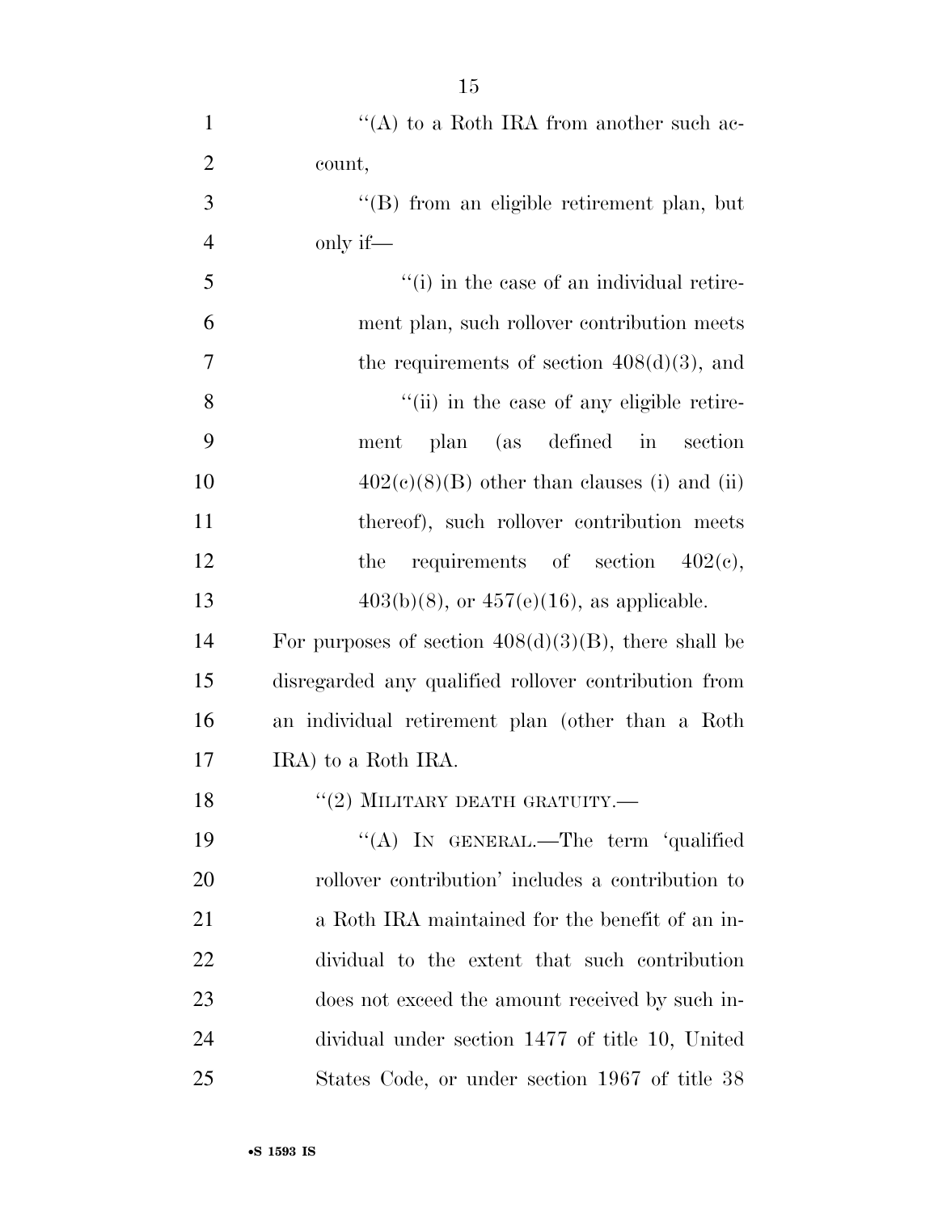"(A) to a Roth IRA from another such account,

"(B) from an eligible retirement plan, but only if—

"(i) in the case of an individual retirement plan, such rollover contribution meets the requirements of section 408(d)(3), and

"(ii) in the case of any eligible retirement plan (as defined in section 402(c)(8)(B) other than clauses (i) and (ii) thereof), such rollover contribution meets the requirements of section 402(c), 403(b)(8), or 457(e)(16), as applicable.

For purposes of section 408(d)(3)(B), there shall be disregarded any qualified rollover contribution from an individual retirement plan (other than a Roth IRA) to a Roth IRA.

"(2) MILITARY DEATH GRATUITY.—

"(A) IN GENERAL.—The term 'qualified rollover contribution' includes a contribution to a Roth IRA maintained for the benefit of an individual to the extent that such contribution does not exceed the amount received by such individual under section 1477 of title 10, United States Code, or under section 1967 of title 38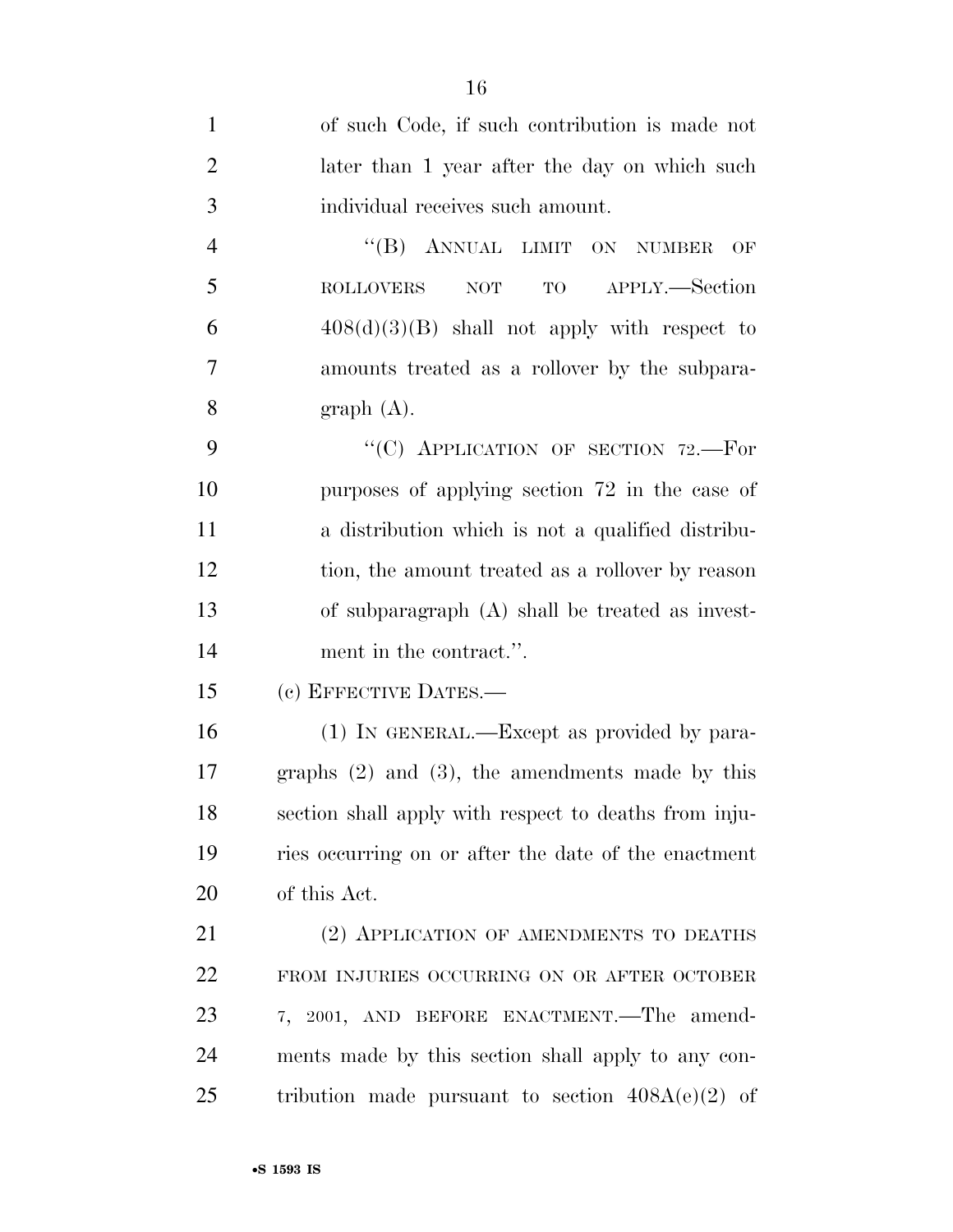of such Code, if such contribution is made not later than 1 year after the day on which such individual receives such amount.

"(B) ANNUAL LIMIT ON NUMBER OF ROLLOVERS NOT TO APPLY.—Section 408(d)(3)(B) shall not apply with respect to amounts treated as a rollover by the subparagraph (A).

"(C) APPLICATION OF SECTION 72.—For purposes of applying section 72 in the case of a distribution which is not a qualified distribution, the amount treated as a rollover by reason of subparagraph (A) shall be treated as investment in the contract.".

(c) EFFECTIVE DATES.—

(1) IN GENERAL.—Except as provided by paragraphs (2) and (3), the amendments made by this section shall apply with respect to deaths from injuries occurring on or after the date of the enactment of this Act.

(2) APPLICATION OF AMENDMENTS TO DEATHS FROM INJURIES OCCURRING ON OR AFTER OCTOBER 7, 2001, AND BEFORE ENACTMENT.—The amendments made by this section shall apply to any contribution made pursuant to section 408A(e)(2) of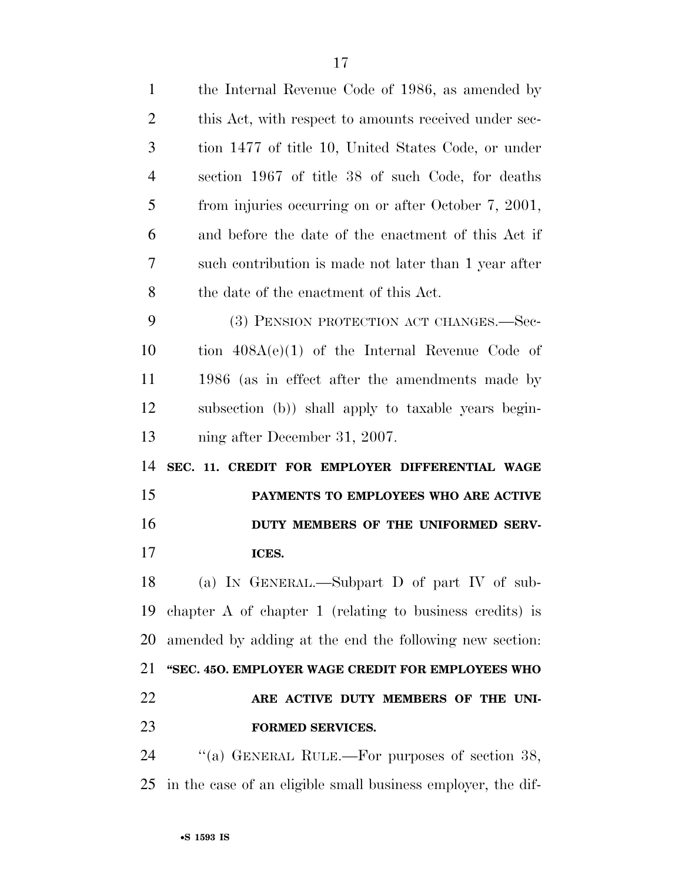the Internal Revenue Code of 1986, as amended by this Act, with respect to amounts received under section 1477 of title 10, United States Code, or under section 1967 of title 38 of such Code, for deaths from injuries occurring on or after October 7, 2001, and before the date of the enactment of this Act if such contribution is made not later than 1 year after the date of the enactment of this Act.

(3) PENSION PROTECTION ACT CHANGES.—Section 408A(e)(1) of the Internal Revenue Code of 1986 (as in effect after the amendments made by subsection (b)) shall apply to taxable years beginning after December 31, 2007.

**SEC. 11. CREDIT FOR EMPLOYER DIFFERENTIAL WAGE PAYMENTS TO EMPLOYEES WHO ARE ACTIVE DUTY MEMBERS OF THE UNIFORMED SERVICES.**

(a) IN GENERAL.—Subpart D of part IV of subchapter A of chapter 1 (relating to business credits) is amended by adding at the end the following new section:

**"SEC. 45O. EMPLOYER WAGE CREDIT FOR EMPLOYEES WHO ARE ACTIVE DUTY MEMBERS OF THE UNIFORMED SERVICES.**

"(a) GENERAL RULE.—For purposes of section 38, in the case of an eligible small business employer, the dif-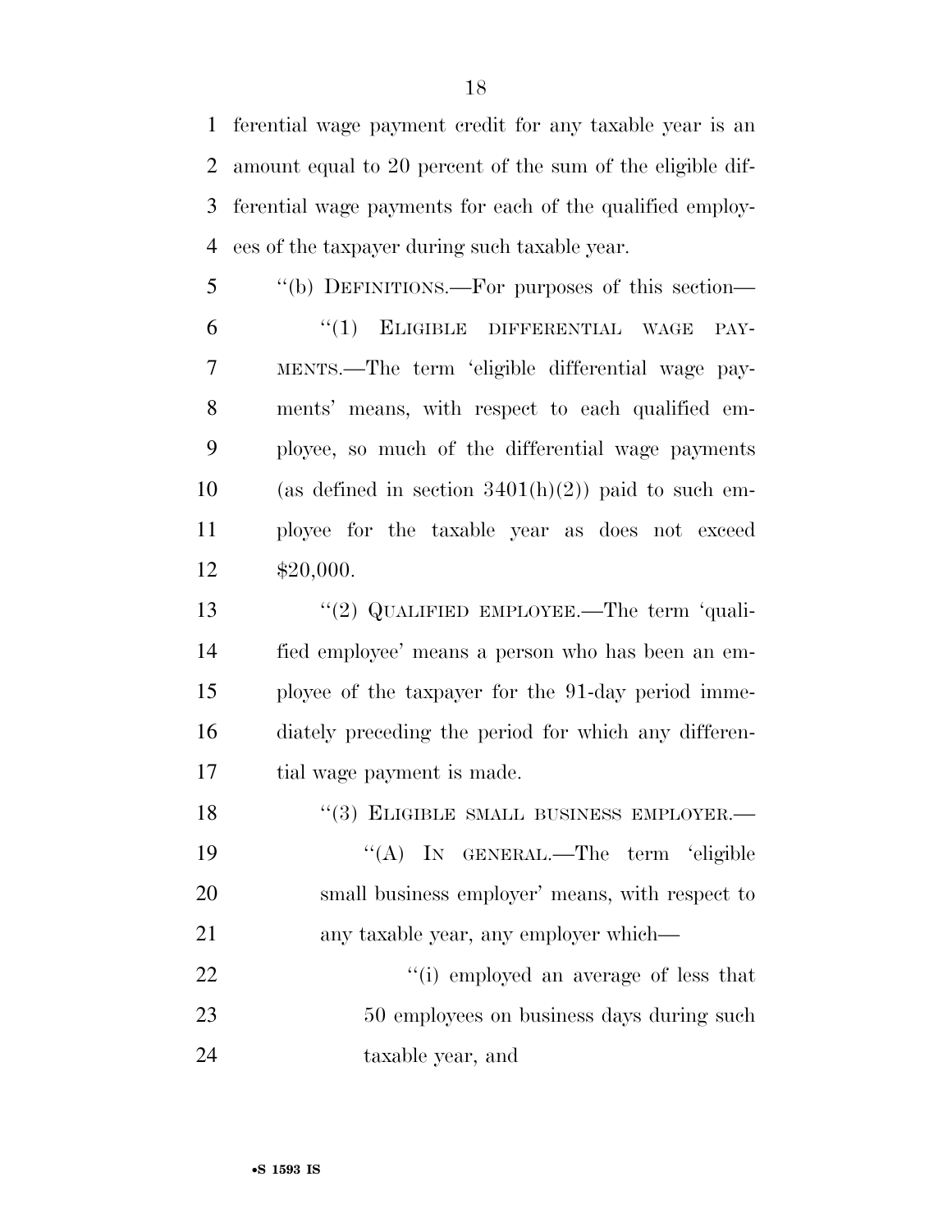ferential wage payment credit for any taxable year is an amount equal to 20 percent of the sum of the eligible differential wage payments for each of the qualified employees of the taxpayer during such taxable year.

''(b) DEFINITIONS.—For purposes of this section—

''(1) ELIGIBLE DIFFERENTIAL WAGE PAYMENTS.—The term 'eligible differential wage payments' means, with respect to each qualified employee, so much of the differential wage payments (as defined in section 3401(h)(2)) paid to such employee for the taxable year as does not exceed $20,000.

''(2) QUALIFIED EMPLOYEE.—The term 'qualified employee' means a person who has been an employee of the taxpayer for the 91-day period immediately preceding the period for which any differential wage payment is made.

''(3) ELIGIBLE SMALL BUSINESS EMPLOYER.—

''(A) IN GENERAL.—The term 'eligible small business employer' means, with respect to any taxable year, any employer which—

''(i) employed an average of less that 50 employees on business days during such taxable year, and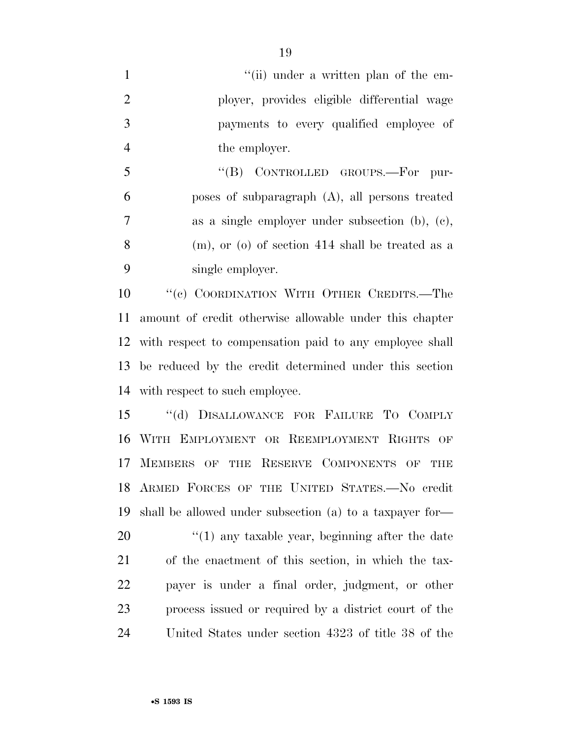"(ii) under a written plan of the employer, provides eligible differential wage payments to every qualified employee of the employer.

"(B) CONTROLLED GROUPS.—For purposes of subparagraph (A), all persons treated as a single employer under subsection (b), (c), (m), or (o) of section 414 shall be treated as a single employer.

"(c) COORDINATION WITH OTHER CREDITS.—The amount of credit otherwise allowable under this chapter with respect to compensation paid to any employee shall be reduced by the credit determined under this section with respect to such employee.

"(d) DISALLOWANCE FOR FAILURE TO COMPLY WITH EMPLOYMENT OR REEMPLOYMENT RIGHTS OF MEMBERS OF THE RESERVE COMPONENTS OF THE ARMED FORCES OF THE UNITED STATES.—No credit shall be allowed under subsection (a) to a taxpayer for—

"(1) any taxable year, beginning after the date of the enactment of this section, in which the taxpayer is under a final order, judgment, or other process issued or required by a district court of the United States under section 4323 of title 38 of the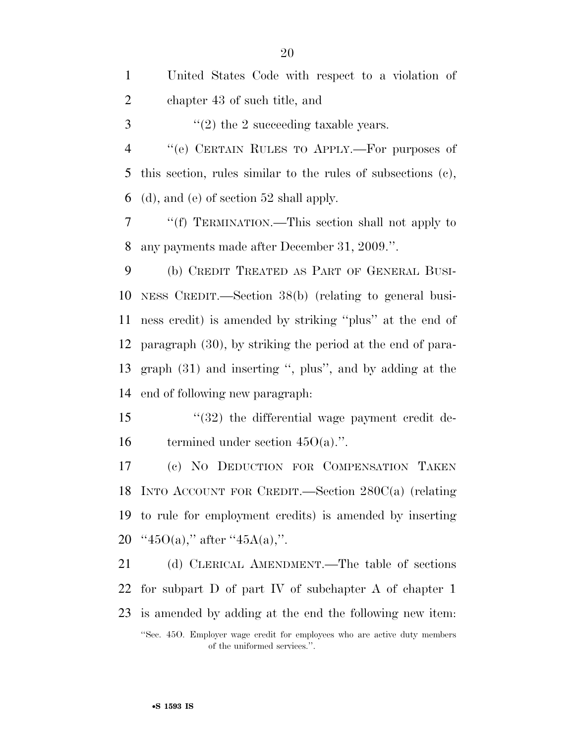United States Code with respect to a violation of chapter 43 of such title, and

''(2) the 2 succeeding taxable years.

''(e) CERTAIN RULES TO APPLY.—For purposes of this section, rules similar to the rules of subsections (c), (d), and (e) of section 52 shall apply.

''(f) TERMINATION.—This section shall not apply to any payments made after December 31, 2009.''.

(b) CREDIT TREATED AS PART OF GENERAL BUSINESS CREDIT.—Section 38(b) (relating to general business credit) is amended by striking ''plus'' at the end of paragraph (30), by striking the period at the end of paragraph (31) and inserting '', plus'', and by adding at the end of following new paragraph:

''(32) the differential wage payment credit determined under section 45O(a).''.

(c) NO DEDUCTION FOR COMPENSATION TAKEN INTO ACCOUNT FOR CREDIT.—Section 280C(a) (relating to rule for employment credits) is amended by inserting ''45O(a),'' after ''45A(a),''.

(d) CLERICAL AMENDMENT.—The table of sections for subpart D of part IV of subchapter A of chapter 1 is amended by adding at the end the following new item:

''Sec. 45O. Employer wage credit for employees who are active duty members of the uniformed services.''.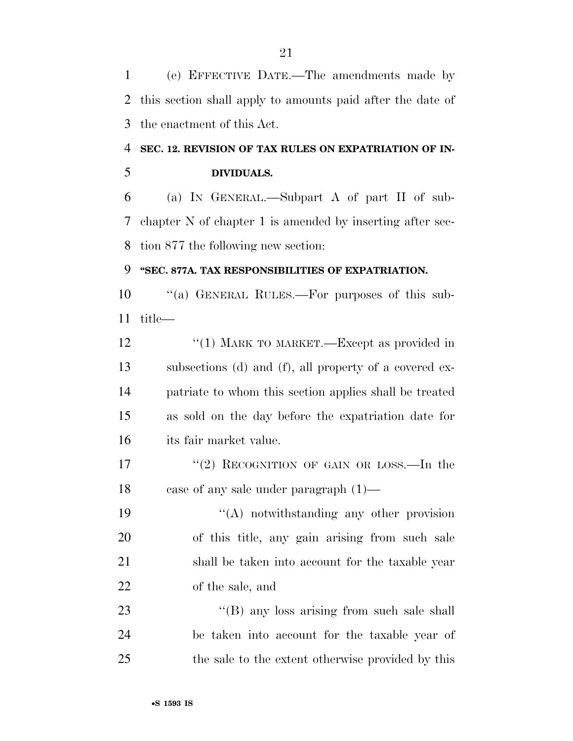(e) EFFECTIVE DATE.—The amendments made by this section shall apply to amounts paid after the date of the enactment of this Act.

**SEC. 12. REVISION OF TAX RULES ON EXPATRIATION OF INDIVIDUALS.**

(a) IN GENERAL.—Subpart A of part II of subchapter N of chapter 1 is amended by inserting after section 877 the following new section:

**"SEC. 877A. TAX RESPONSIBILITIES OF EXPATRIATION.**

"(a) GENERAL RULES.—For purposes of this subtitle—

"(1) MARK TO MARKET.—Except as provided in subsections (d) and (f), all property of a covered expatriate to whom this section applies shall be treated as sold on the day before the expatriation date for its fair market value.

"(2) RECOGNITION OF GAIN OR LOSS.—In the case of any sale under paragraph (1)—

"(A) notwithstanding any other provision of this title, any gain arising from such sale shall be taken into account for the taxable year of the sale, and

"(B) any loss arising from such sale shall be taken into account for the taxable year of the sale to the extent otherwise provided by this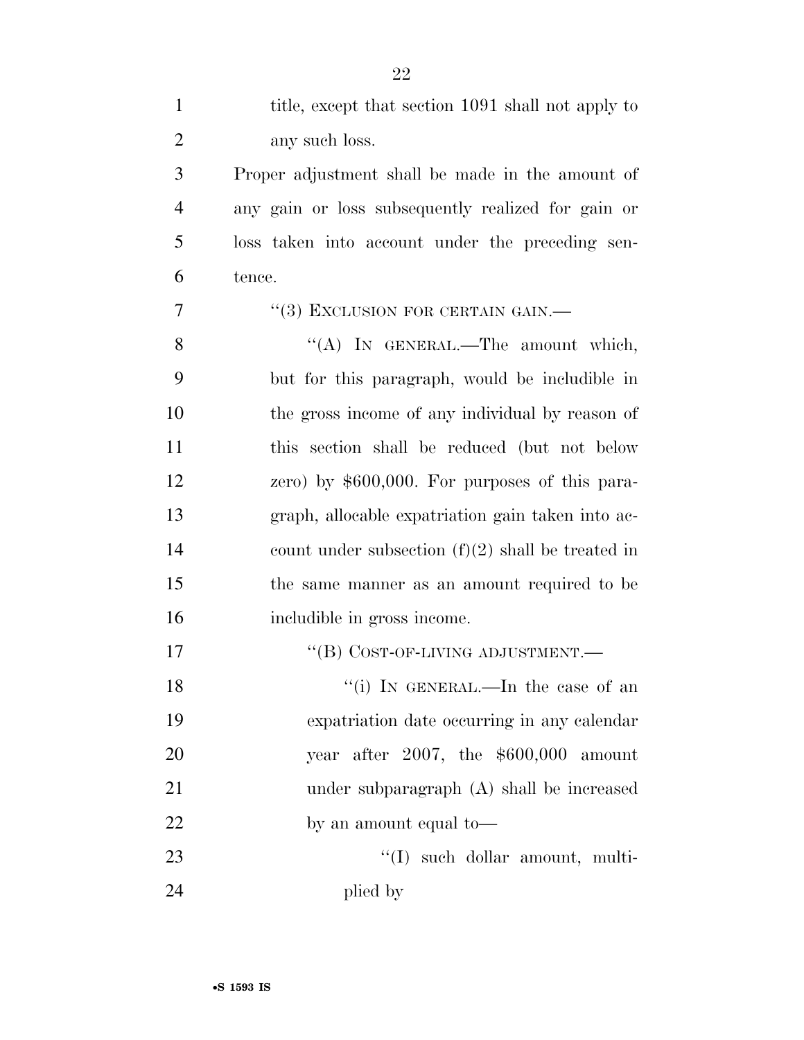title, except that section 1091 shall not apply to any such loss.

Proper adjustment shall be made in the amount of any gain or loss subsequently realized for gain or loss taken into account under the preceding sentence.

"(3) EXCLUSION FOR CERTAIN GAIN.—

"(A) IN GENERAL.—The amount which, but for this paragraph, would be includible in the gross income of any individual by reason of this section shall be reduced (but not below zero) by $600,000. For purposes of this paragraph, allocable expatriation gain taken into account under subsection (f)(2) shall be treated in the same manner as an amount required to be includible in gross income.

"(B) COST-OF-LIVING ADJUSTMENT.—

"(i) IN GENERAL.—In the case of an expatriation date occurring in any calendar year after 2007, the $600,000 amount under subparagraph (A) shall be increased by an amount equal to—

"(I) such dollar amount, multiplied by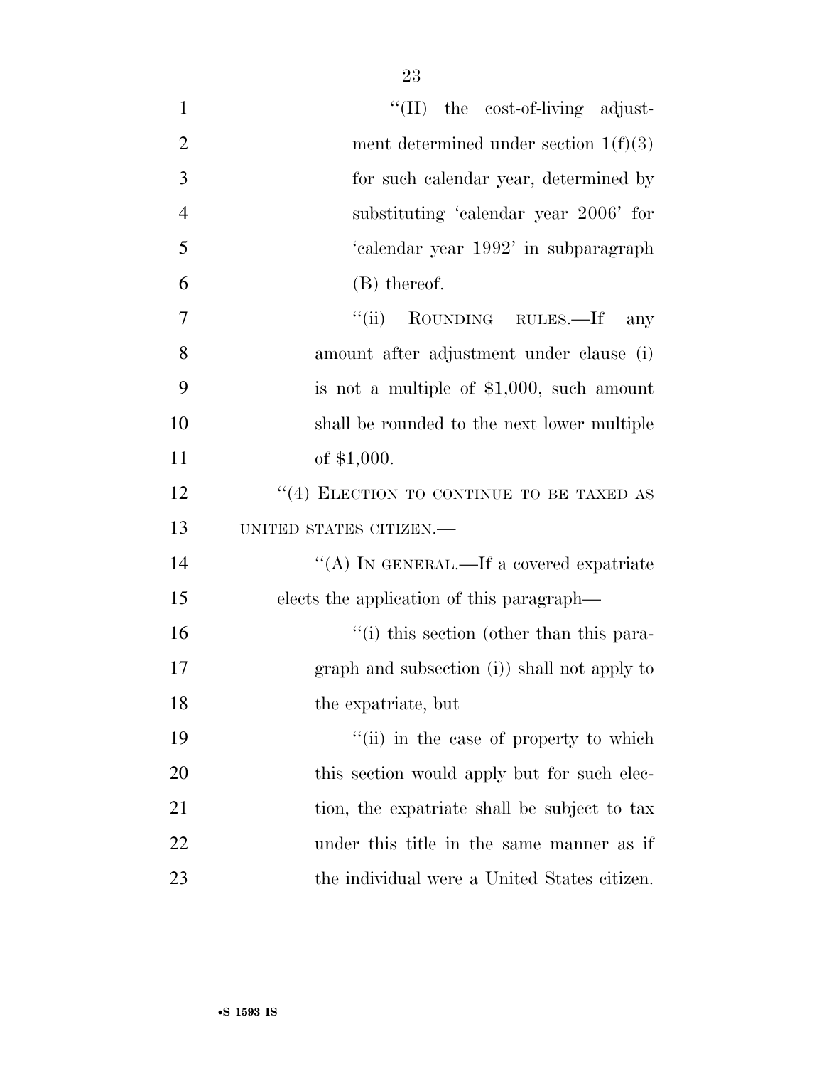''(II) the cost-of-living adjustment determined under section 1(f)(3) for such calendar year, determined by substituting 'calendar year 2006' for 'calendar year 1992' in subparagraph (B) thereof.

''(ii) ROUNDING RULES.—If any amount after adjustment under clause (i) is not a multiple of $1,000, such amount shall be rounded to the next lower multiple of $1,000.

''(4) ELECTION TO CONTINUE TO BE TAXED AS UNITED STATES CITIZEN.—

''(A) IN GENERAL.—If a covered expatriate elects the application of this paragraph—

''(i) this section (other than this paragraph and subsection (i)) shall not apply to the expatriate, but

''(ii) in the case of property to which this section would apply but for such election, the expatriate shall be subject to tax under this title in the same manner as if the individual were a United States citizen.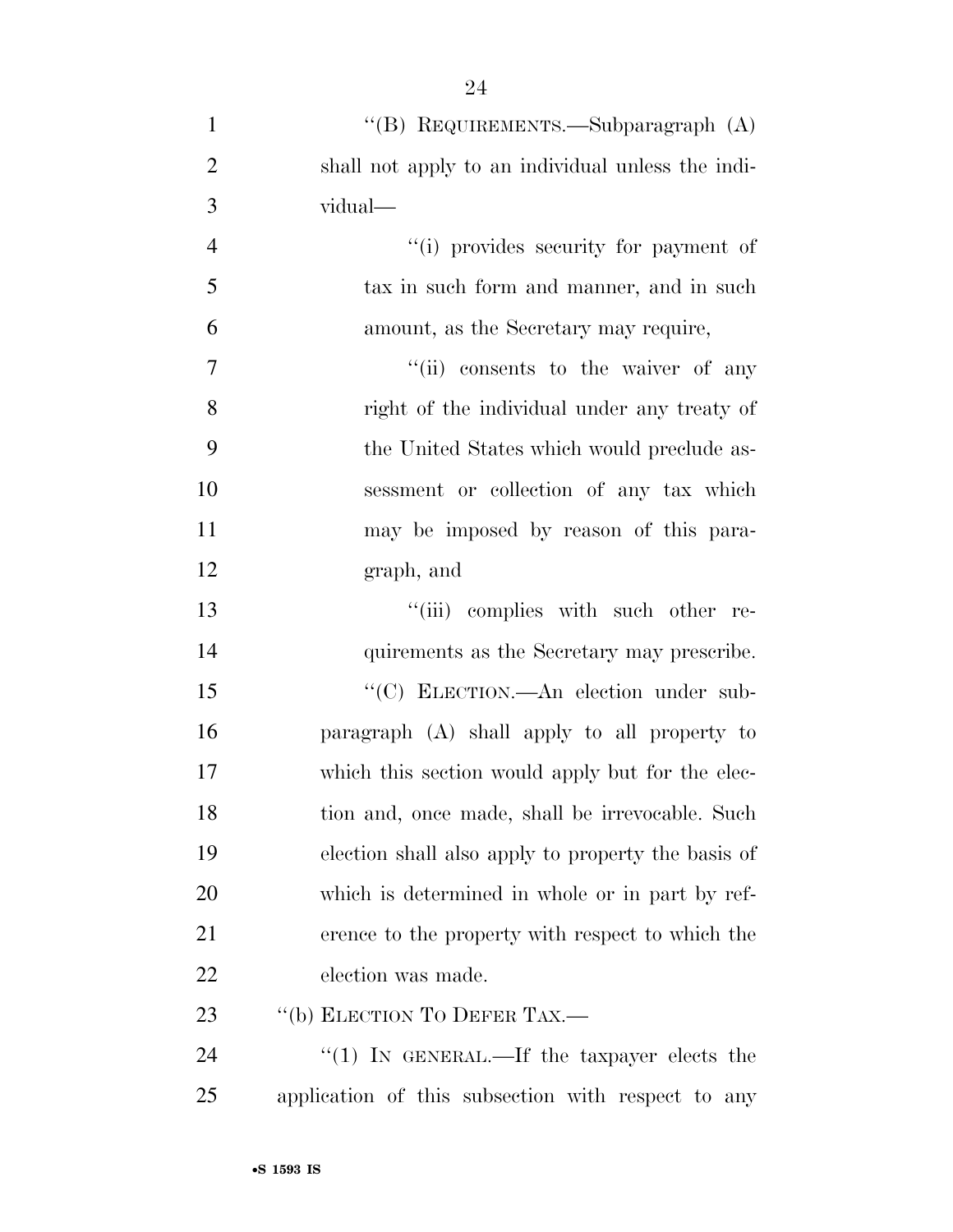"(B) REQUIREMENTS.—Subparagraph (A) shall not apply to an individual unless the individual—

"(i) provides security for payment of tax in such form and manner, and in such amount, as the Secretary may require,

"(ii) consents to the waiver of any right of the individual under any treaty of the United States which would preclude assessment or collection of any tax which may be imposed by reason of this paragraph, and

"(iii) complies with such other requirements as the Secretary may prescribe.

"(C) ELECTION.—An election under subparagraph (A) shall apply to all property to which this section would apply but for the election and, once made, shall be irrevocable. Such election shall also apply to property the basis of which is determined in whole or in part by reference to the property with respect to which the election was made.

"(b) ELECTION TO DEFER TAX.—

"(1) IN GENERAL.—If the taxpayer elects the application of this subsection with respect to any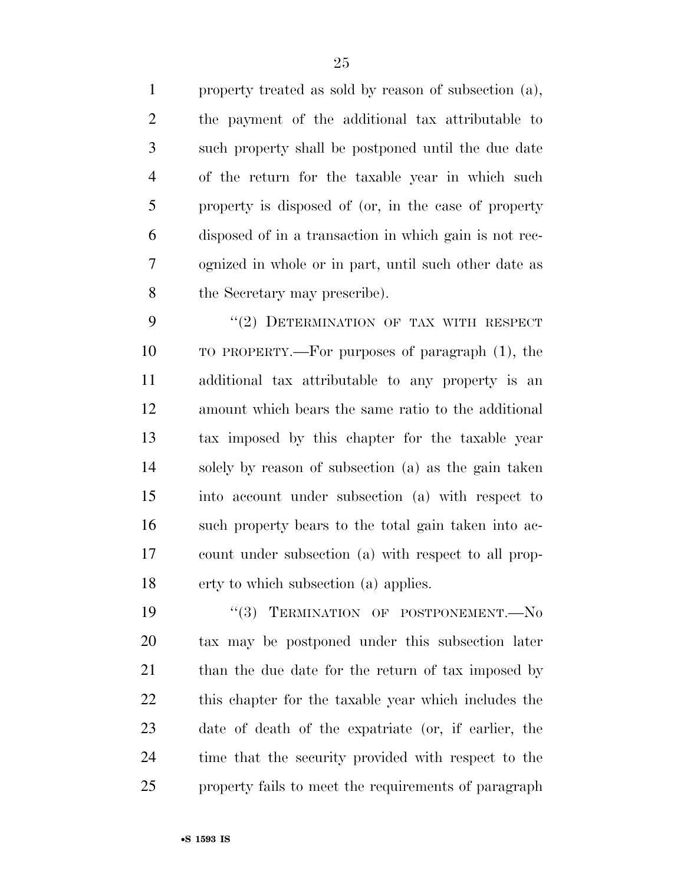property treated as sold by reason of subsection (a), the payment of the additional tax attributable to such property shall be postponed until the due date of the return for the taxable year in which such property is disposed of (or, in the case of property disposed of in a transaction in which gain is not recognized in whole or in part, until such other date as the Secretary may prescribe).

"(2) DETERMINATION OF TAX WITH RESPECT TO PROPERTY.—For purposes of paragraph (1), the additional tax attributable to any property is an amount which bears the same ratio to the additional tax imposed by this chapter for the taxable year solely by reason of subsection (a) as the gain taken into account under subsection (a) with respect to such property bears to the total gain taken into account under subsection (a) with respect to all property to which subsection (a) applies.

"(3) TERMINATION OF POSTPONEMENT.—No tax may be postponed under this subsection later than the due date for the return of tax imposed by this chapter for the taxable year which includes the date of death of the expatriate (or, if earlier, the time that the security provided with respect to the property fails to meet the requirements of paragraph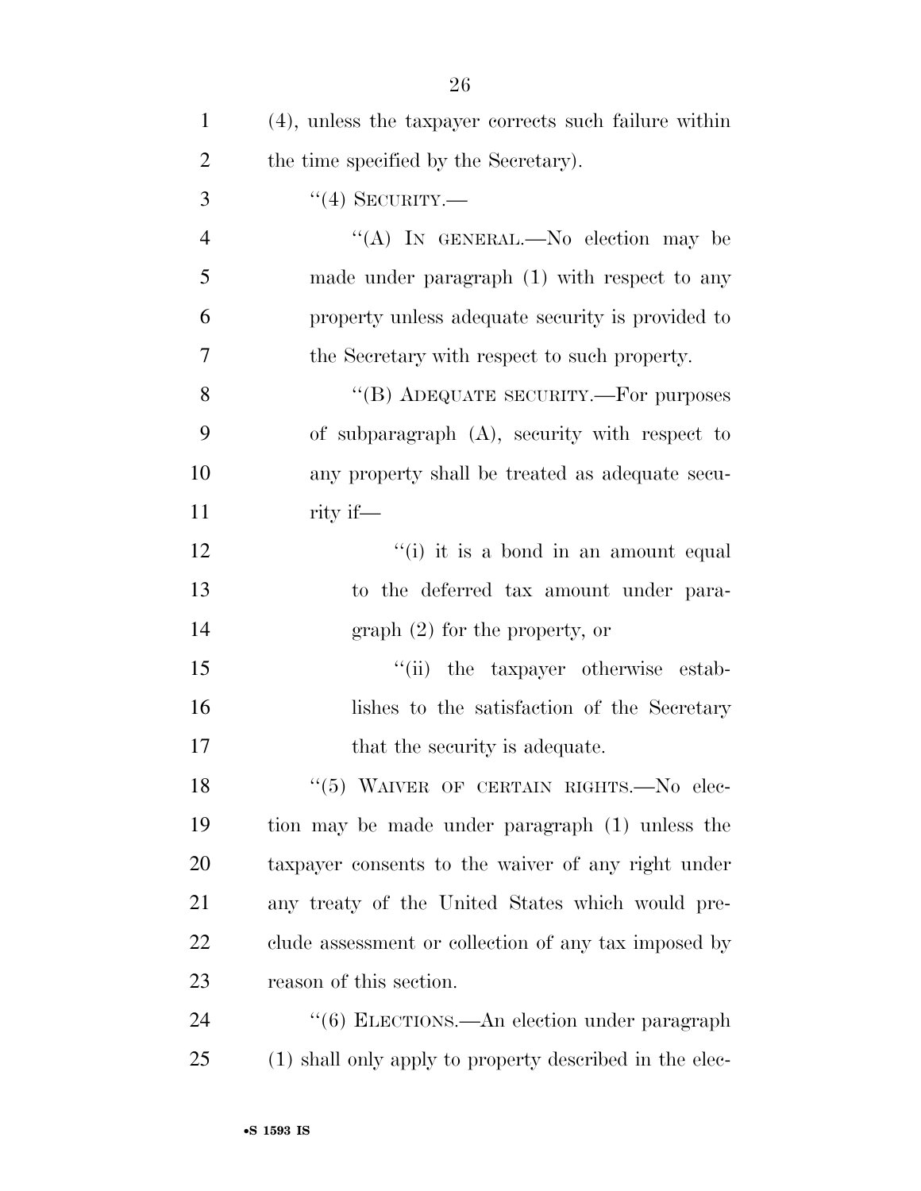(4), unless the taxpayer corrects such failure within the time specified by the Secretary).

"(4) SECURITY.—

"(A) IN GENERAL.—No election may be made under paragraph (1) with respect to any property unless adequate security is provided to the Secretary with respect to such property.

"(B) ADEQUATE SECURITY.—For purposes of subparagraph (A), security with respect to any property shall be treated as adequate security if—

"(i) it is a bond in an amount equal to the deferred tax amount under paragraph (2) for the property, or

"(ii) the taxpayer otherwise establishes to the satisfaction of the Secretary that the security is adequate.

"(5) WAIVER OF CERTAIN RIGHTS.—No election may be made under paragraph (1) unless the taxpayer consents to the waiver of any right under any treaty of the United States which would preclude assessment or collection of any tax imposed by reason of this section.

"(6) ELECTIONS.—An election under paragraph (1) shall only apply to property described in the elec-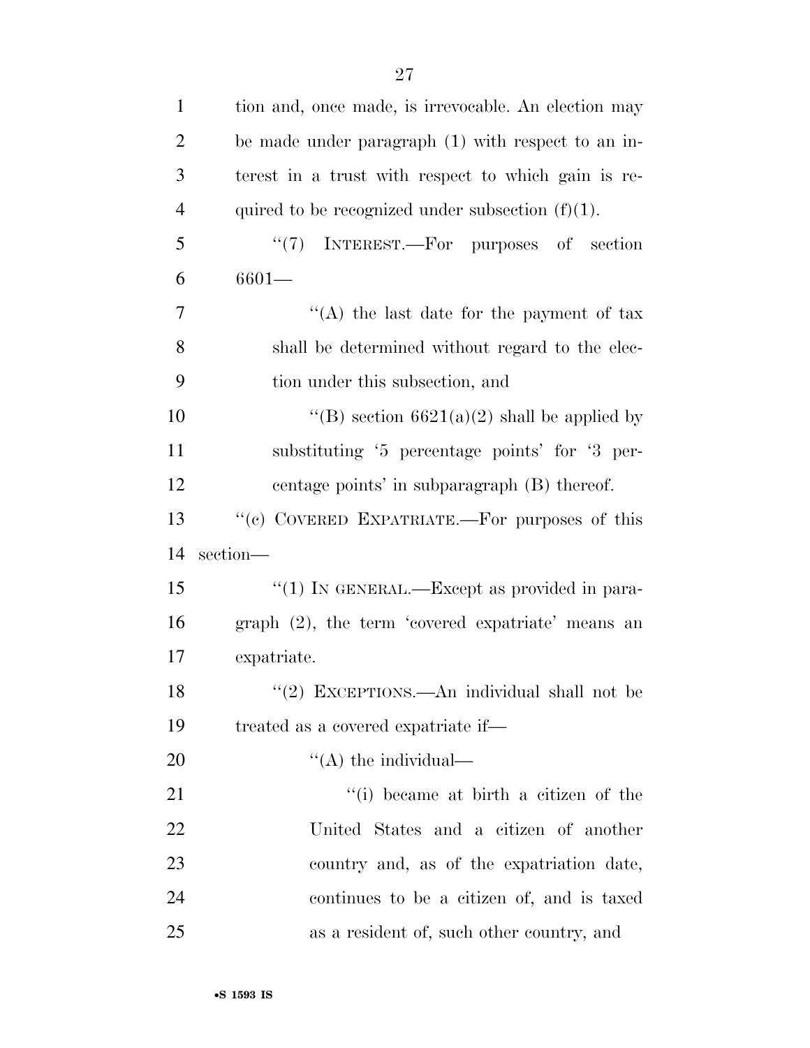tion and, once made, is irrevocable. An election may be made under paragraph (1) with respect to an interest in a trust with respect to which gain is required to be recognized under subsection (f)(1).

"(7) INTEREST.—For purposes of section 6601—

"(A) the last date for the payment of tax shall be determined without regard to the election under this subsection, and

"(B) section 6621(a)(2) shall be applied by substituting '5 percentage points' for '3 percentage points' in subparagraph (B) thereof.

"(c) COVERED EXPATRIATE.—For purposes of this section—

"(1) IN GENERAL.—Except as provided in paragraph (2), the term 'covered expatriate' means an expatriate.

"(2) EXCEPTIONS.—An individual shall not be treated as a covered expatriate if—

"(A) the individual—

"(i) became at birth a citizen of the United States and a citizen of another country and, as of the expatriation date, continues to be a citizen of, and is taxed as a resident of, such other country, and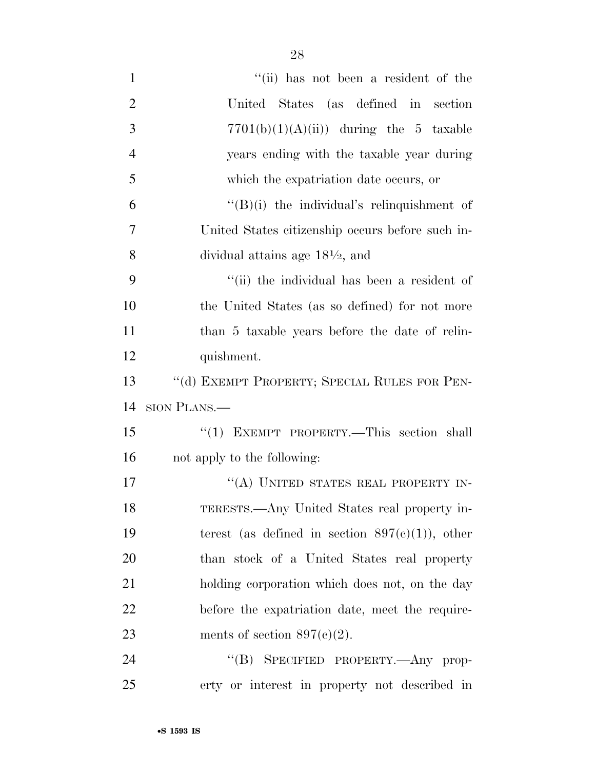"(ii) has not been a resident of the United States (as defined in section 7701(b)(1)(A)(ii)) during the 5 taxable years ending with the taxable year during which the expatriation date occurs, or

"(B)(i) the individual's relinquishment of United States citizenship occurs before such individual attains age 18½, and

"(ii) the individual has been a resident of the United States (as so defined) for not more than 5 taxable years before the date of relinquishment.

"(d) EXEMPT PROPERTY; SPECIAL RULES FOR PENSION PLANS.—

"(1) EXEMPT PROPERTY.—This section shall not apply to the following:

"(A) UNITED STATES REAL PROPERTY INTERESTS.—Any United States real property interest (as defined in section 897(c)(1)), other than stock of a United States real property holding corporation which does not, on the day before the expatriation date, meet the requirements of section 897(c)(2).

"(B) SPECIFIED PROPERTY.—Any property or interest in property not described in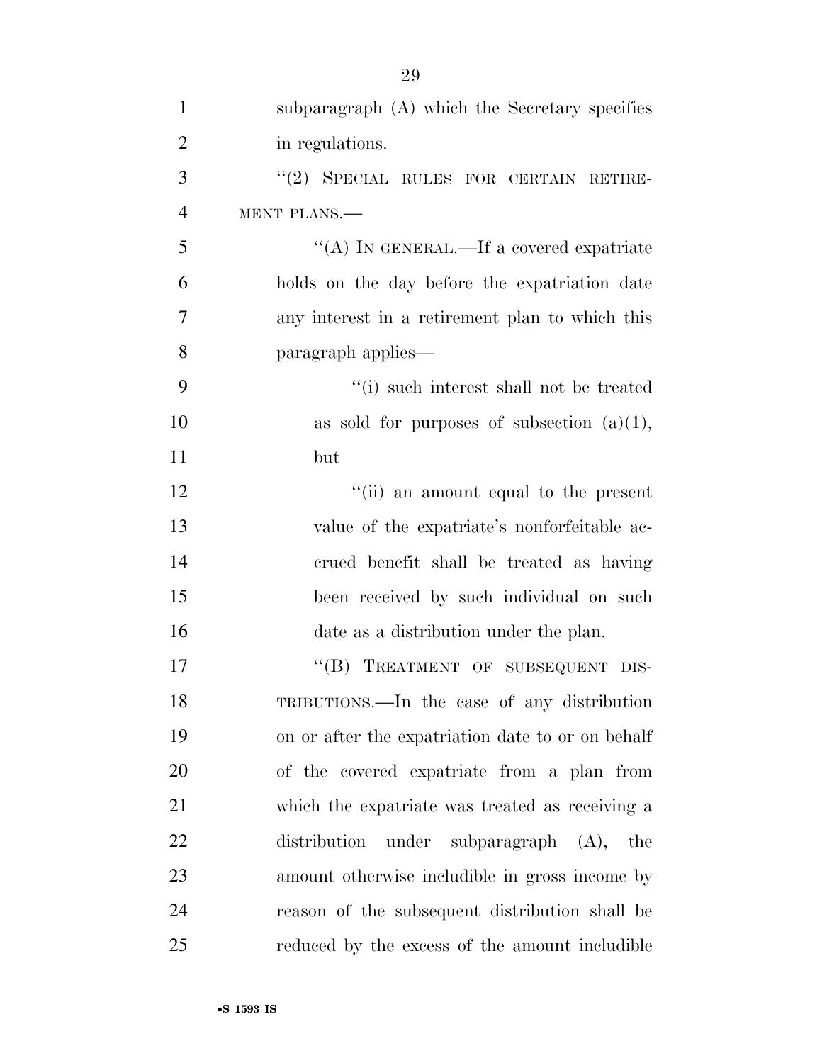subparagraph (A) which the Secretary specifies in regulations.

"(2) SPECIAL RULES FOR CERTAIN RETIREMENT PLANS.—

"(A) IN GENERAL.—If a covered expatriate holds on the day before the expatriation date any interest in a retirement plan to which this paragraph applies—

"(i) such interest shall not be treated as sold for purposes of subsection (a)(1), but

"(ii) an amount equal to the present value of the expatriate's nonforfeitable accrued benefit shall be treated as having been received by such individual on such date as a distribution under the plan.

"(B) TREATMENT OF SUBSEQUENT DISTRIBUTIONS.—In the case of any distribution on or after the expatriation date to or on behalf of the covered expatriate from a plan from which the expatriate was treated as receiving a distribution under subparagraph (A), the amount otherwise includible in gross income by reason of the subsequent distribution shall be reduced by the excess of the amount includible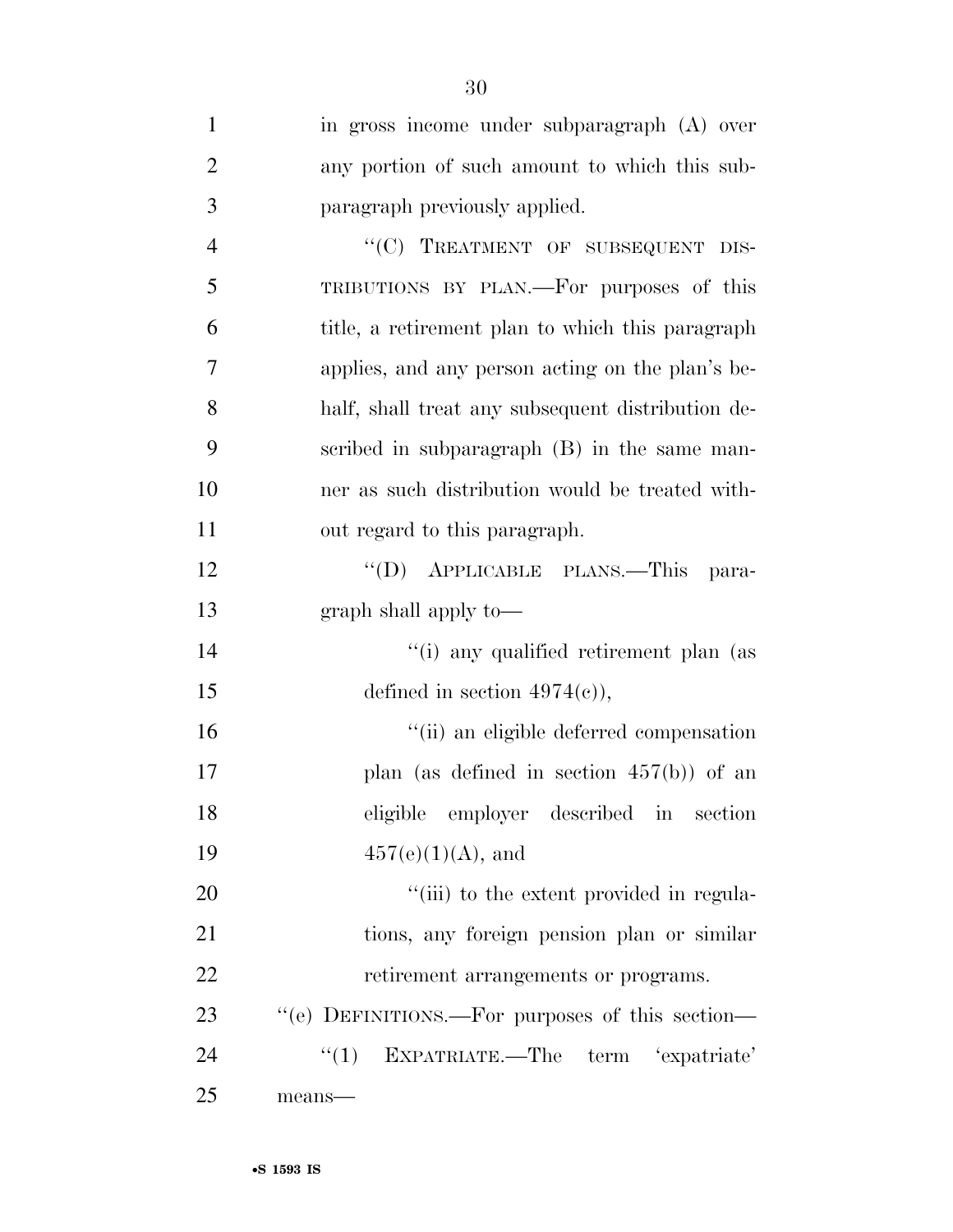in gross income under subparagraph (A) over any portion of such amount to which this subparagraph previously applied.

"(C) TREATMENT OF SUBSEQUENT DISTRIBUTIONS BY PLAN.—For purposes of this title, a retirement plan to which this paragraph applies, and any person acting on the plan's behalf, shall treat any subsequent distribution described in subparagraph (B) in the same manner as such distribution would be treated without regard to this paragraph.

"(D) APPLICABLE PLANS.—This paragraph shall apply to—

"(i) any qualified retirement plan (as defined in section 4974(c)),

"(ii) an eligible deferred compensation plan (as defined in section 457(b)) of an eligible employer described in section 457(e)(1)(A), and

"(iii) to the extent provided in regulations, any foreign pension plan or similar retirement arrangements or programs.

"(e) DEFINITIONS.—For purposes of this section—

"(1) EXPATRIATE.—The term 'expatriate' means—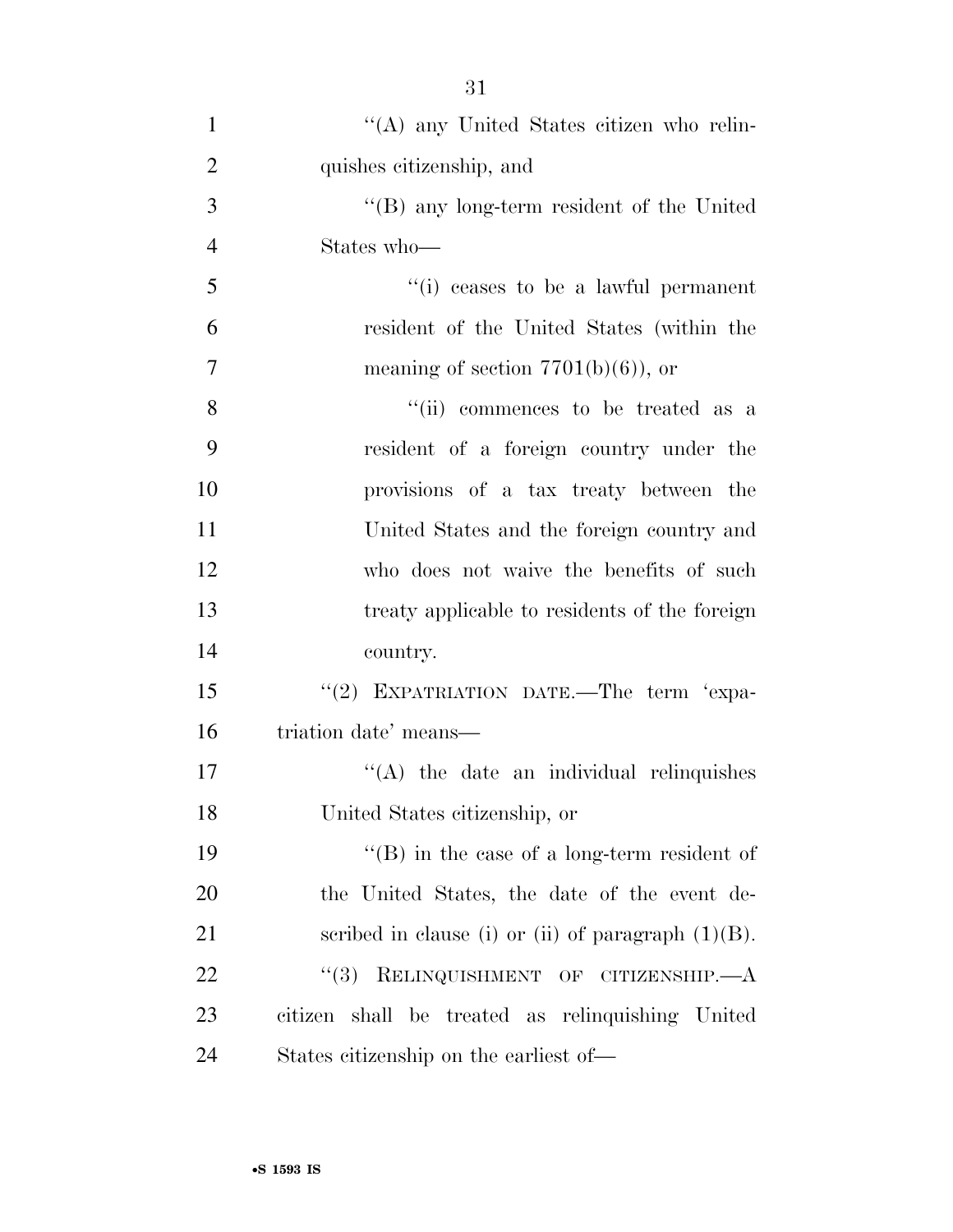''(A) any United States citizen who relinquishes citizenship, and

''(B) any long-term resident of the United States who—

''(i) ceases to be a lawful permanent resident of the United States (within the meaning of section 7701(b)(6)), or

''(ii) commences to be treated as a resident of a foreign country under the provisions of a tax treaty between the United States and the foreign country and who does not waive the benefits of such treaty applicable to residents of the foreign country.

''(2) EXPATRIATION DATE.—The term 'expatriation date' means—

''(A) the date an individual relinquishes United States citizenship, or

''(B) in the case of a long-term resident of the United States, the date of the event described in clause (i) or (ii) of paragraph (1)(B).

''(3) RELINQUISHMENT OF CITIZENSHIP.—A citizen shall be treated as relinquishing United States citizenship on the earliest of—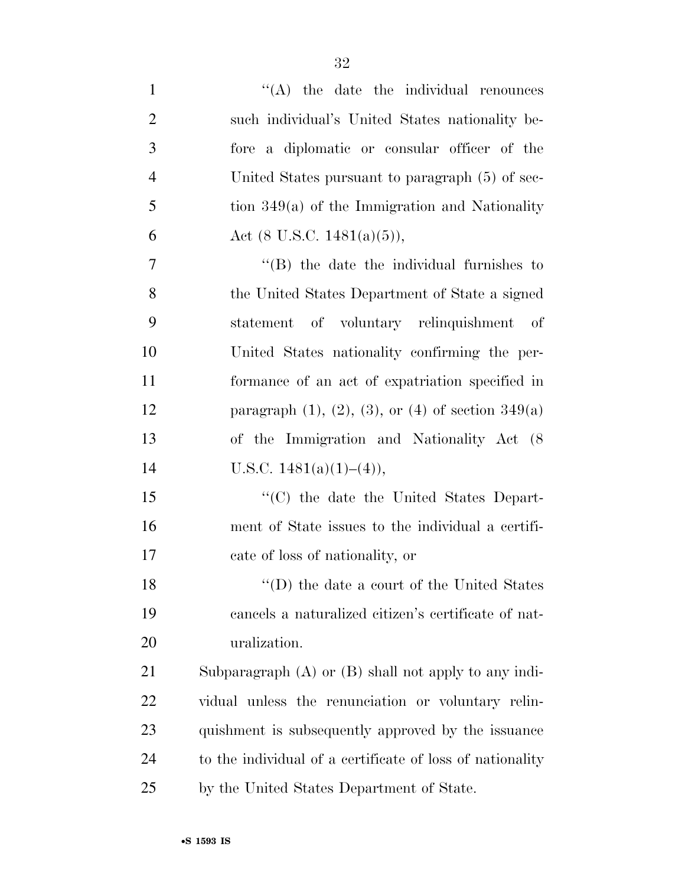"(A) the date the individual renounces such individual's United States nationality before a diplomatic or consular officer of the United States pursuant to paragraph (5) of section 349(a) of the Immigration and Nationality Act (8 U.S.C. 1481(a)(5)),

"(B) the date the individual furnishes to the United States Department of State a signed statement of voluntary relinquishment of United States nationality confirming the performance of an act of expatriation specified in paragraph (1), (2), (3), or (4) of section 349(a) of the Immigration and Nationality Act (8 U.S.C. 1481(a)(1)–(4)),

"(C) the date the United States Department of State issues to the individual a certificate of loss of nationality, or

"(D) the date a court of the United States cancels a naturalized citizen's certificate of naturalization.

Subparagraph (A) or (B) shall not apply to any individual unless the renunciation or voluntary relinquishment is subsequently approved by the issuance to the individual of a certificate of loss of nationality by the United States Department of State.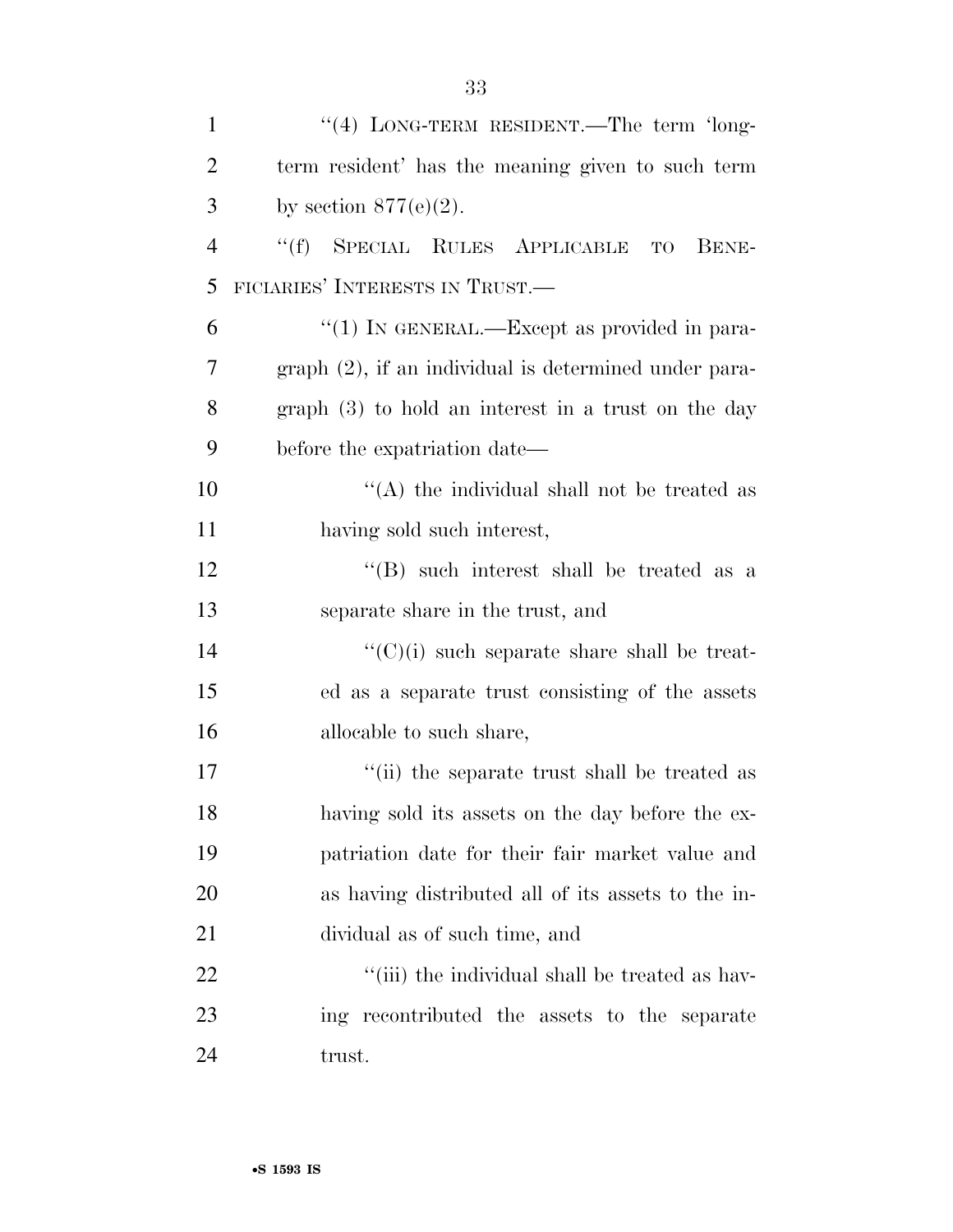''(4) LONG-TERM RESIDENT.—The term 'long-term resident' has the meaning given to such term by section 877(e)(2).

''(f) SPECIAL RULES APPLICABLE TO BENEFICIARIES' INTERESTS IN TRUST.—

''(1) IN GENERAL.—Except as provided in paragraph (2), if an individual is determined under paragraph (3) to hold an interest in a trust on the day before the expatriation date—

''(A) the individual shall not be treated as having sold such interest,

''(B) such interest shall be treated as a separate share in the trust, and

''(C)(i) such separate share shall be treated as a separate trust consisting of the assets allocable to such share,

''(ii) the separate trust shall be treated as having sold its assets on the day before the expatriation date for their fair market value and as having distributed all of its assets to the individual as of such time, and

''(iii) the individual shall be treated as having recontributed the assets to the separate trust.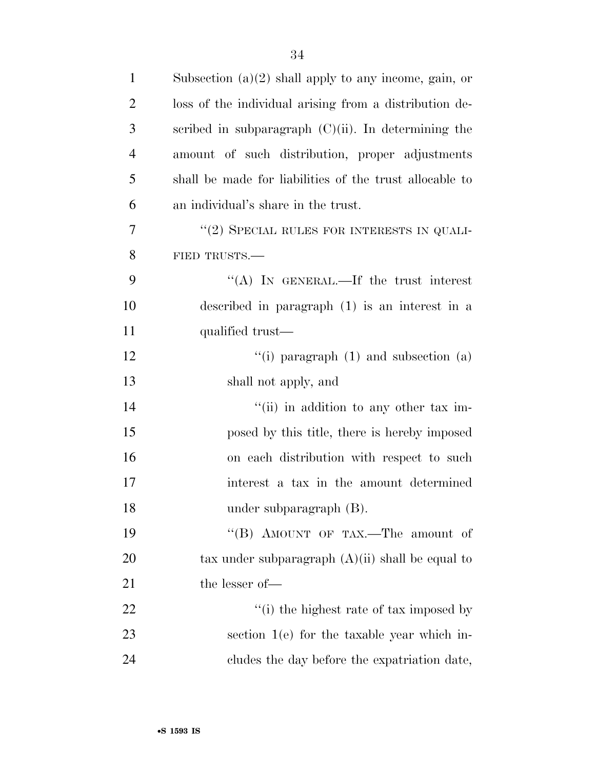Subsection (a)(2) shall apply to any income, gain, or loss of the individual arising from a distribution described in subparagraph (C)(ii). In determining the amount of such distribution, proper adjustments shall be made for liabilities of the trust allocable to an individual's share in the trust.

"(2) SPECIAL RULES FOR INTERESTS IN QUALIFIED TRUSTS.—

"(A) IN GENERAL.—If the trust interest described in paragraph (1) is an interest in a qualified trust—

"(i) paragraph (1) and subsection (a) shall not apply, and

"(ii) in addition to any other tax imposed by this title, there is hereby imposed on each distribution with respect to such interest a tax in the amount determined under subparagraph (B).

"(B) AMOUNT OF TAX.—The amount of tax under subparagraph (A)(ii) shall be equal to the lesser of—

"(i) the highest rate of tax imposed by section 1(e) for the taxable year which includes the day before the expatriation date,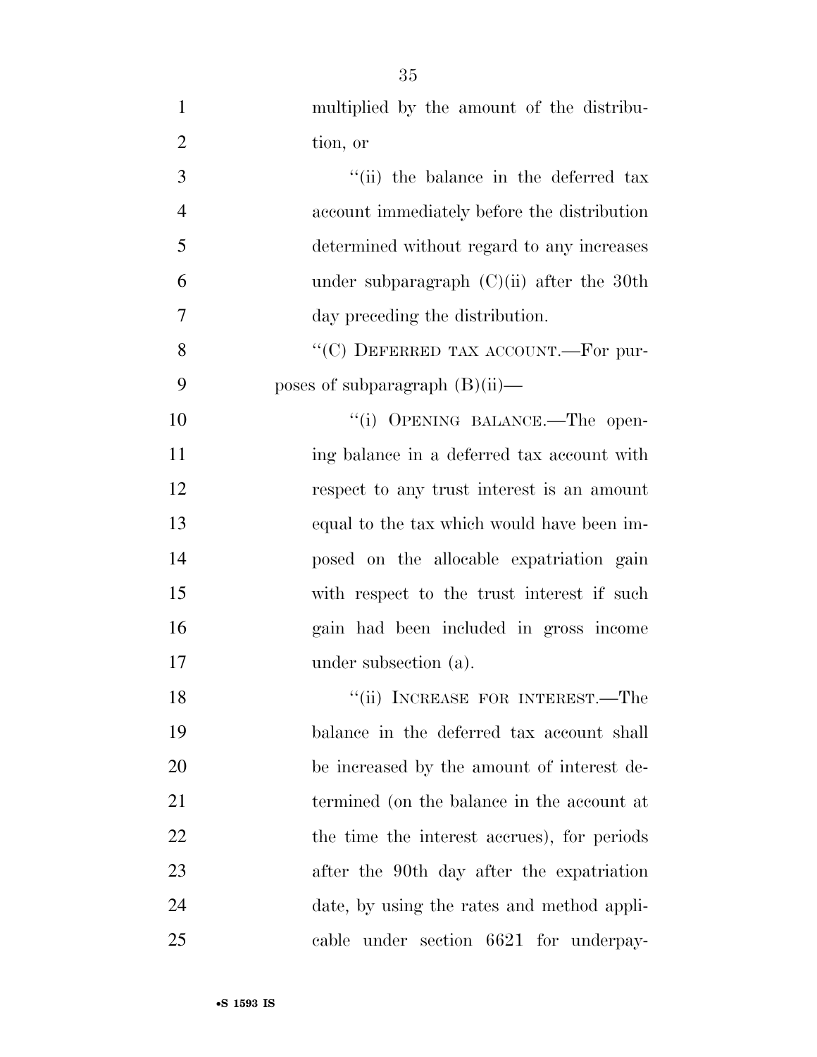multiplied by the amount of the distribution, or

''(ii) the balance in the deferred tax account immediately before the distribution determined without regard to any increases under subparagraph (C)(ii) after the 30th day preceding the distribution.

''(C) DEFERRED TAX ACCOUNT.—For purposes of subparagraph (B)(ii)—

''(i) OPENING BALANCE.—The opening balance in a deferred tax account with respect to any trust interest is an amount equal to the tax which would have been imposed on the allocable expatriation gain with respect to the trust interest if such gain had been included in gross income under subsection (a).

''(ii) INCREASE FOR INTEREST.—The balance in the deferred tax account shall be increased by the amount of interest determined (on the balance in the account at the time the interest accrues), for periods after the 90th day after the expatriation date, by using the rates and method applicable under section 6621 for underpay-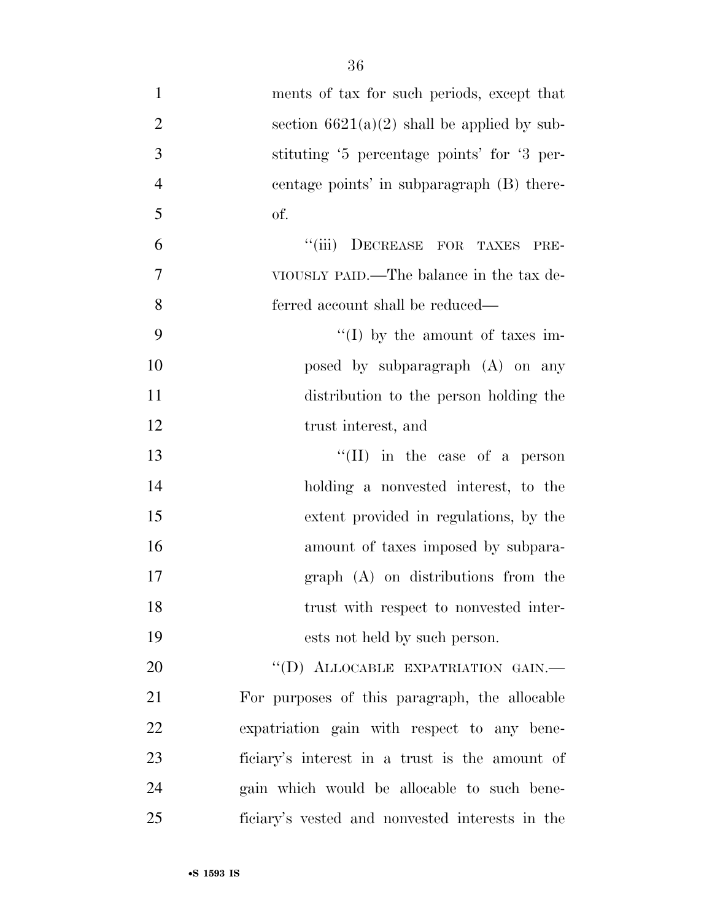ments of tax for such periods, except that section 6621(a)(2) shall be applied by substituting '5 percentage points' for '3 percentage points' in subparagraph (B) thereof.

"(iii) DECREASE FOR TAXES PREVIOUSLY PAID.—The balance in the tax deferred account shall be reduced—

"(I) by the amount of taxes imposed by subparagraph (A) on any distribution to the person holding the trust interest, and

"(II) in the case of a person holding a nonvested interest, to the extent provided in regulations, by the amount of taxes imposed by subparagraph (A) on distributions from the trust with respect to nonvested interests not held by such person.

"(D) ALLOCABLE EXPATRIATION GAIN.—For purposes of this paragraph, the allocable expatriation gain with respect to any beneficiary's interest in a trust is the amount of gain which would be allocable to such beneficiary's vested and nonvested interests in the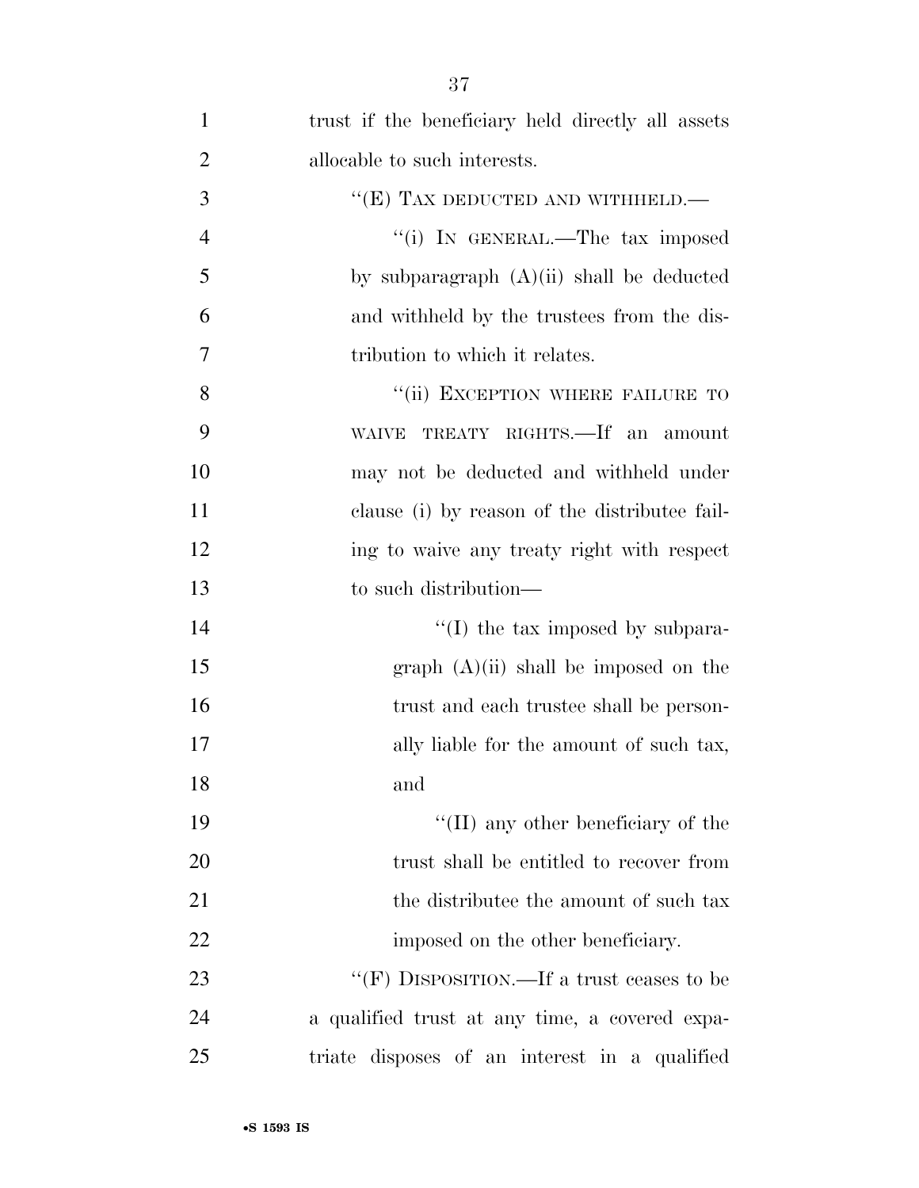trust if the beneficiary held directly all assets allocable to such interests.

"(E) TAX DEDUCTED AND WITHHELD.—

"(i) IN GENERAL.—The tax imposed by subparagraph (A)(ii) shall be deducted and withheld by the trustees from the distribution to which it relates.

"(ii) EXCEPTION WHERE FAILURE TO WAIVE TREATY RIGHTS.—If an amount may not be deducted and withheld under clause (i) by reason of the distributee failing to waive any treaty right with respect to such distribution—

"(I) the tax imposed by subparagraph (A)(ii) shall be imposed on the trust and each trustee shall be personally liable for the amount of such tax, and

"(II) any other beneficiary of the trust shall be entitled to recover from the distributee the amount of such tax imposed on the other beneficiary.

"(F) DISPOSITION.—If a trust ceases to be a qualified trust at any time, a covered expatriate disposes of an interest in a qualified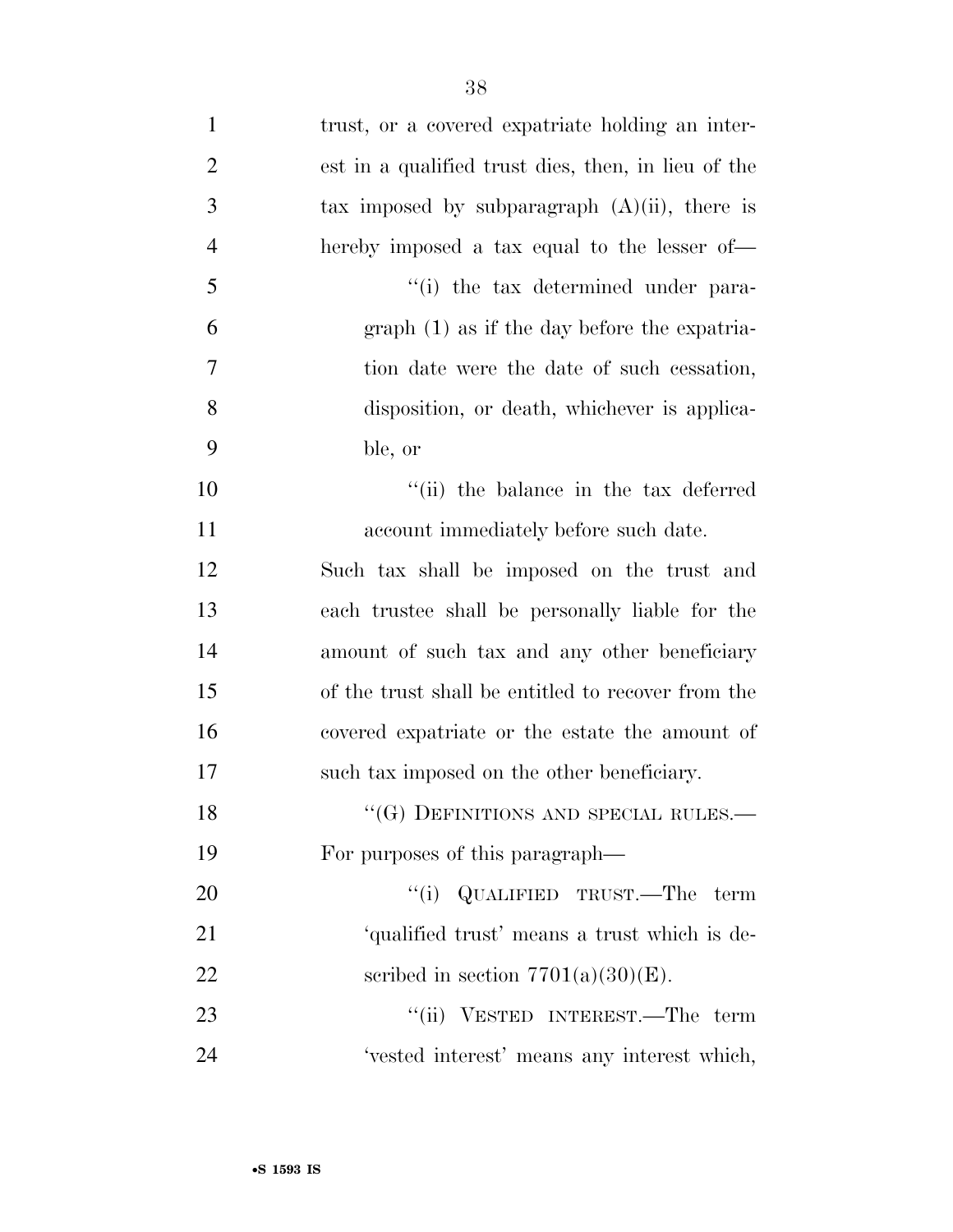trust, or a covered expatriate holding an interest in a qualified trust dies, then, in lieu of the tax imposed by subparagraph (A)(ii), there is hereby imposed a tax equal to the lesser of—

"(i) the tax determined under paragraph (1) as if the day before the expatriation date were the date of such cessation, disposition, or death, whichever is applicable, or

"(ii) the balance in the tax deferred account immediately before such date.

Such tax shall be imposed on the trust and each trustee shall be personally liable for the amount of such tax and any other beneficiary of the trust shall be entitled to recover from the covered expatriate or the estate the amount of such tax imposed on the other beneficiary.

"(G) DEFINITIONS AND SPECIAL RULES.—For purposes of this paragraph—

"(i) QUALIFIED TRUST.—The term 'qualified trust' means a trust which is described in section 7701(a)(30)(E).

"(ii) VESTED INTEREST.—The term 'vested interest' means any interest which,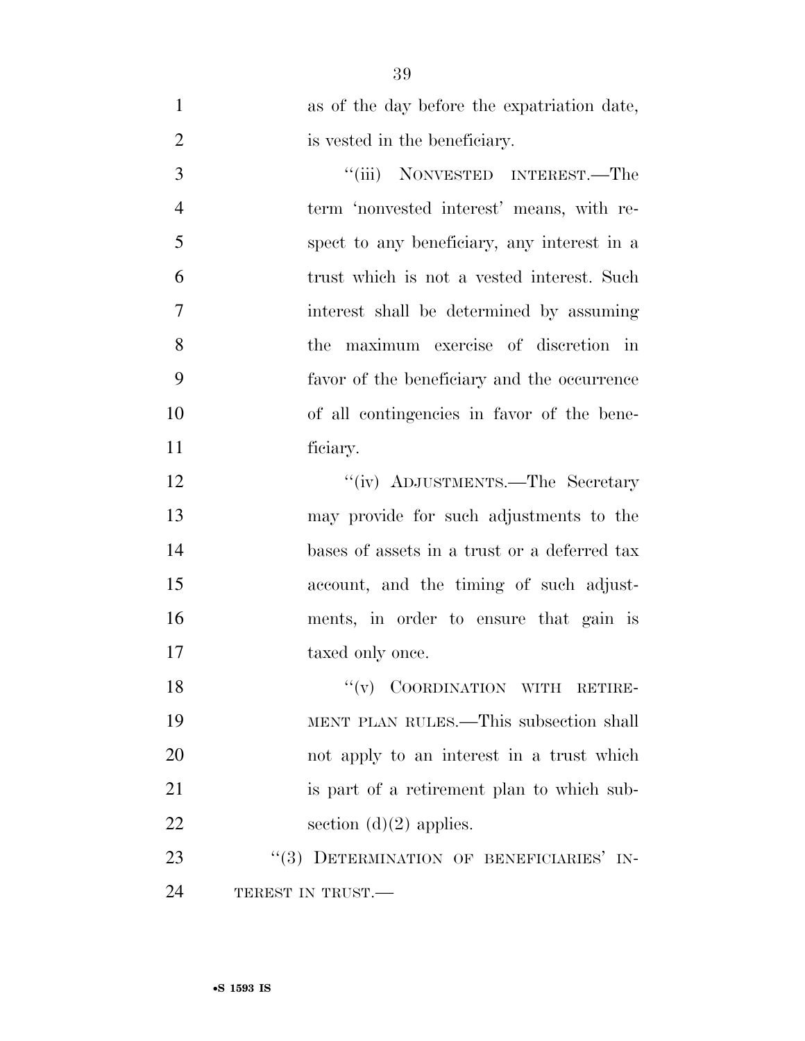as of the day before the expatriation date, is vested in the beneficiary.

"(iii) NONVESTED INTEREST.—The term 'nonvested interest' means, with respect to any beneficiary, any interest in a trust which is not a vested interest. Such interest shall be determined by assuming the maximum exercise of discretion in favor of the beneficiary and the occurrence of all contingencies in favor of the beneficiary.

"(iv) ADJUSTMENTS.—The Secretary may provide for such adjustments to the bases of assets in a trust or a deferred tax account, and the timing of such adjustments, in order to ensure that gain is taxed only once.

"(v) COORDINATION WITH RETIREMENT PLAN RULES.—This subsection shall not apply to an interest in a trust which is part of a retirement plan to which subsection (d)(2) applies.

"(3) DETERMINATION OF BENEFICIARIES' INTEREST IN TRUST.—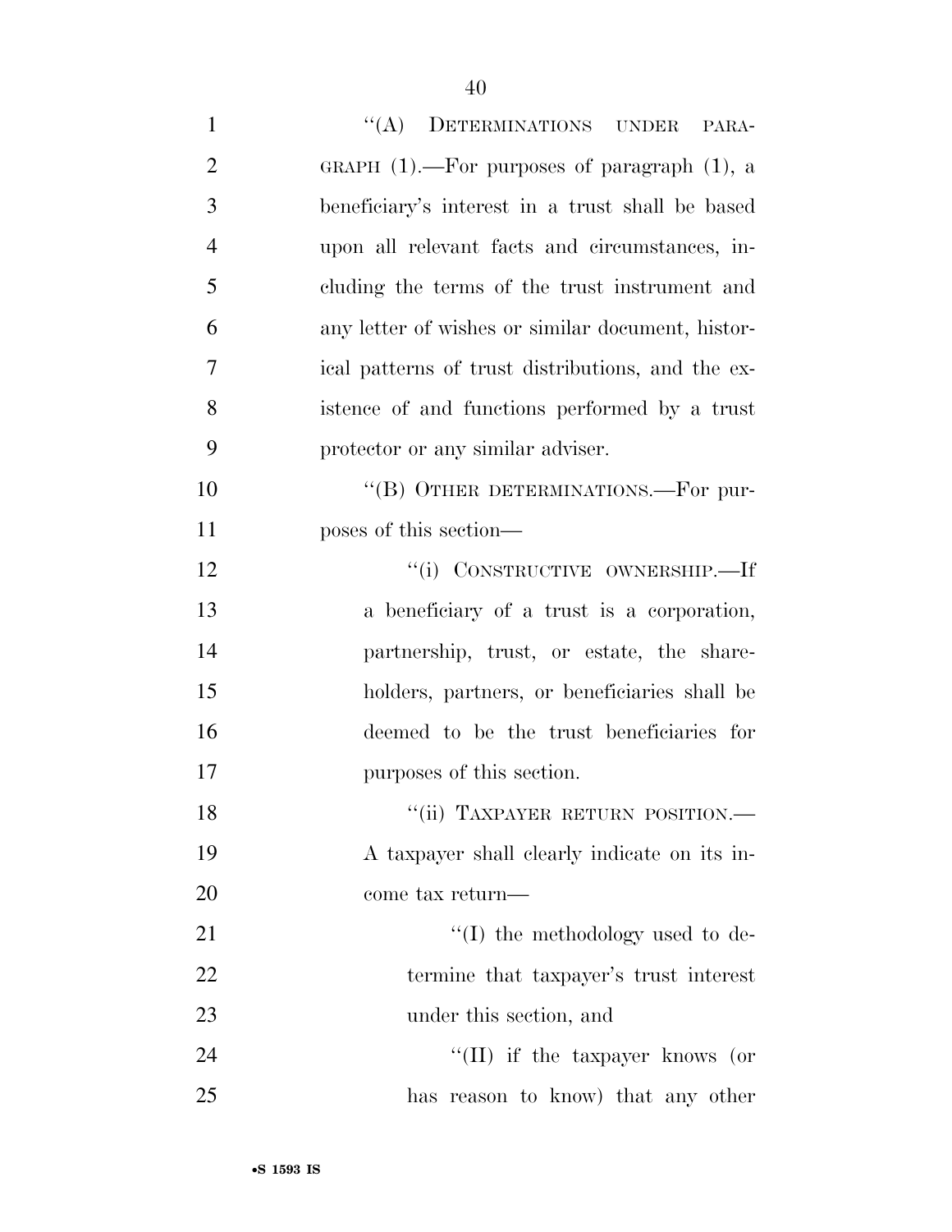"(A) DETERMINATIONS UNDER PARAGRAPH (1).—For purposes of paragraph (1), a beneficiary's interest in a trust shall be based upon all relevant facts and circumstances, including the terms of the trust instrument and any letter of wishes or similar document, historical patterns of trust distributions, and the existence of and functions performed by a trust protector or any similar adviser.

"(B) OTHER DETERMINATIONS.—For purposes of this section—

"(i) CONSTRUCTIVE OWNERSHIP.—If a beneficiary of a trust is a corporation, partnership, trust, or estate, the shareholders, partners, or beneficiaries shall be deemed to be the trust beneficiaries for purposes of this section.

"(ii) TAXPAYER RETURN POSITION.—A taxpayer shall clearly indicate on its income tax return—

"(I) the methodology used to determine that taxpayer's trust interest under this section, and

"(II) if the taxpayer knows (or has reason to know) that any other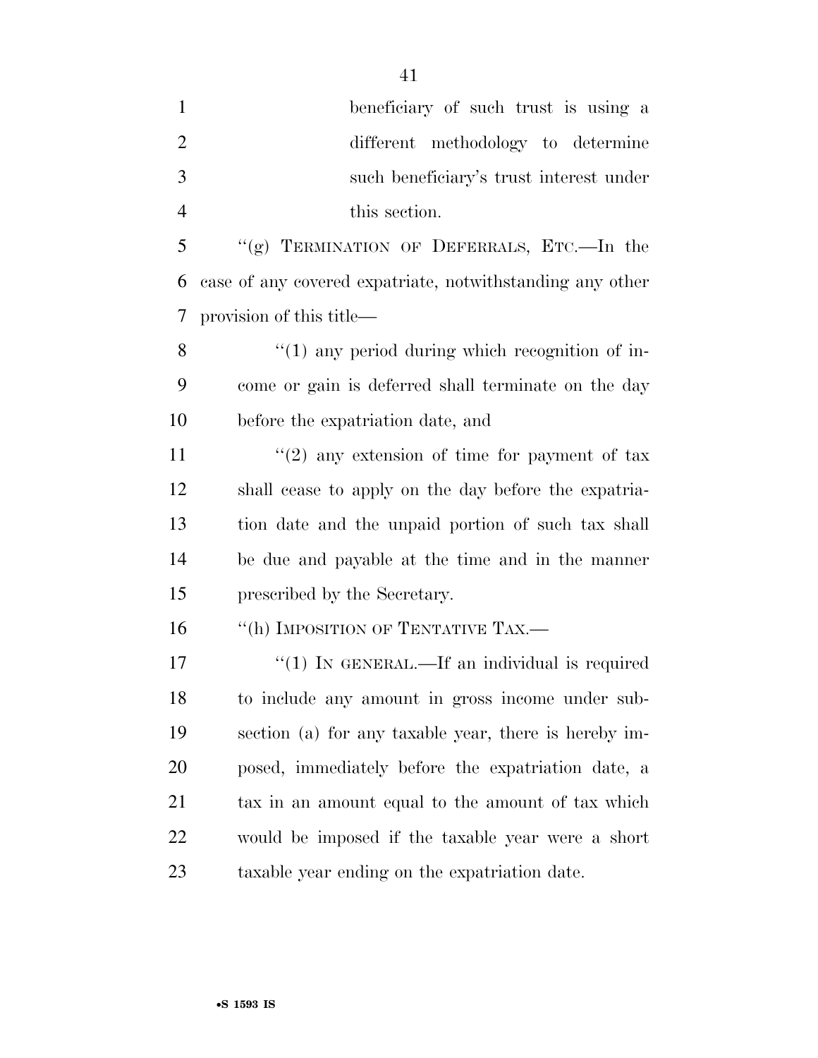beneficiary of such trust is using a different methodology to determine such beneficiary's trust interest under this section.

"(g) TERMINATION OF DEFERRALS, ETC.—In the case of any covered expatriate, notwithstanding any other provision of this title—

"(1) any period during which recognition of income or gain is deferred shall terminate on the day before the expatriation date, and

"(2) any extension of time for payment of tax shall cease to apply on the day before the expatriation date and the unpaid portion of such tax shall be due and payable at the time and in the manner prescribed by the Secretary.

"(h) IMPOSITION OF TENTATIVE TAX.—

"(1) IN GENERAL.—If an individual is required to include any amount in gross income under subsection (a) for any taxable year, there is hereby imposed, immediately before the expatriation date, a tax in an amount equal to the amount of tax which would be imposed if the taxable year were a short taxable year ending on the expatriation date.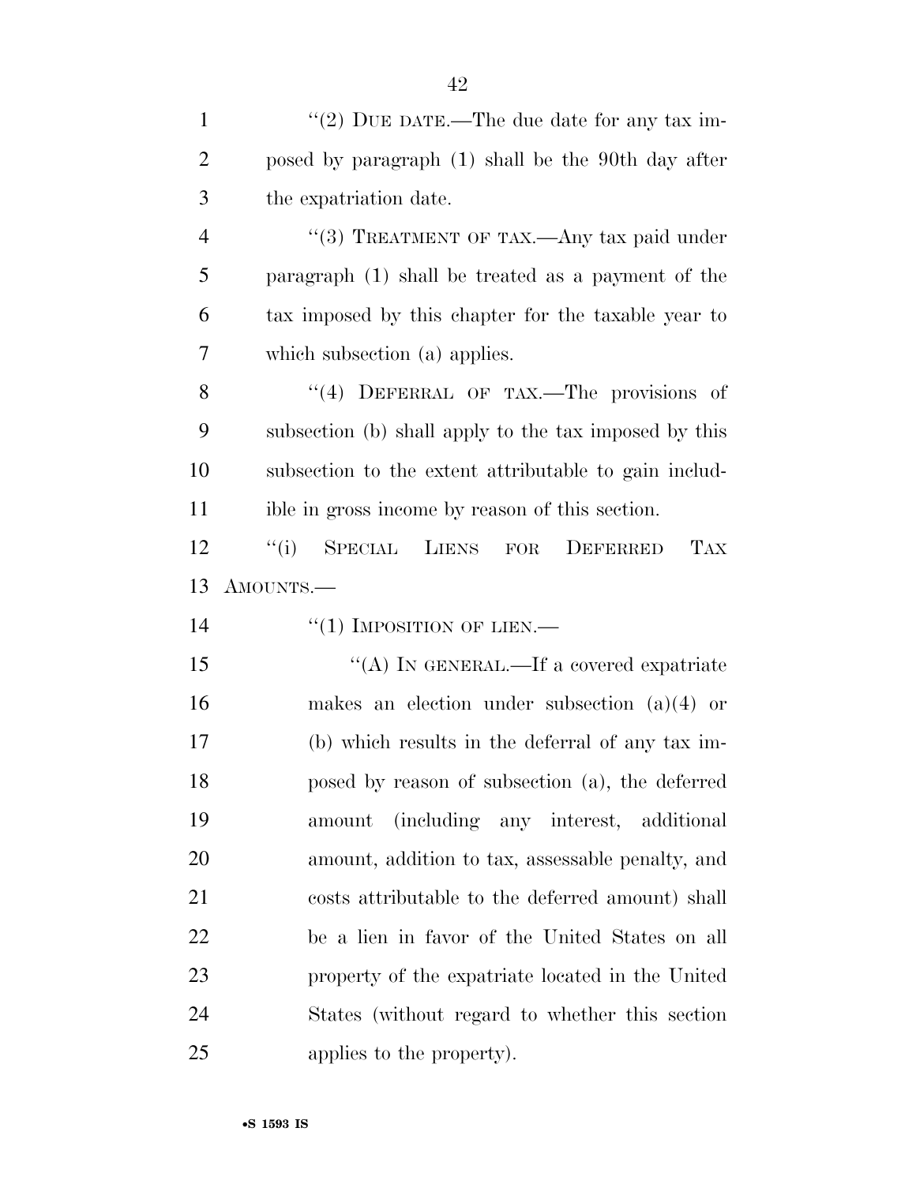"(2) DUE DATE.—The due date for any tax imposed by paragraph (1) shall be the 90th day after the expatriation date.

"(3) TREATMENT OF TAX.—Any tax paid under paragraph (1) shall be treated as a payment of the tax imposed by this chapter for the taxable year to which subsection (a) applies.

"(4) DEFERRAL OF TAX.—The provisions of subsection (b) shall apply to the tax imposed by this subsection to the extent attributable to gain includible in gross income by reason of this section.

"(i) SPECIAL LIENS FOR DEFERRED TAX AMOUNTS.—

"(1) IMPOSITION OF LIEN.—

"(A) IN GENERAL.—If a covered expatriate makes an election under subsection (a)(4) or (b) which results in the deferral of any tax imposed by reason of subsection (a), the deferred amount (including any interest, additional amount, addition to tax, assessable penalty, and costs attributable to the deferred amount) shall be a lien in favor of the United States on all property of the expatriate located in the United States (without regard to whether this section applies to the property).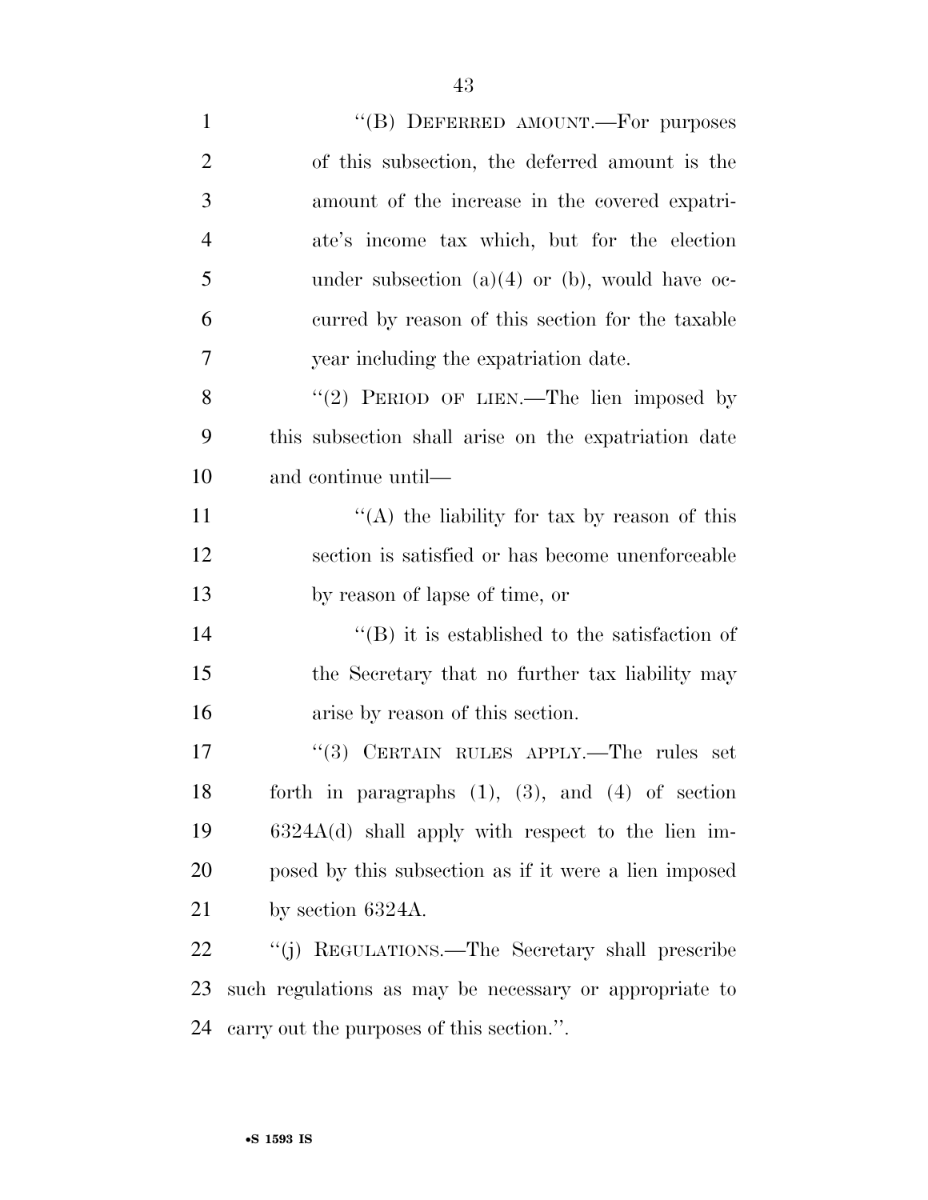"(B) DEFERRED AMOUNT.—For purposes of this subsection, the deferred amount is the amount of the increase in the covered expatriate's income tax which, but for the election under subsection (a)(4) or (b), would have occurred by reason of this section for the taxable year including the expatriation date.

"(2) PERIOD OF LIEN.—The lien imposed by this subsection shall arise on the expatriation date and continue until—

"(A) the liability for tax by reason of this section is satisfied or has become unenforceable by reason of lapse of time, or

"(B) it is established to the satisfaction of the Secretary that no further tax liability may arise by reason of this section.

"(3) CERTAIN RULES APPLY.—The rules set forth in paragraphs (1), (3), and (4) of section 6324A(d) shall apply with respect to the lien imposed by this subsection as if it were a lien imposed by section 6324A.

"(j) REGULATIONS.—The Secretary shall prescribe such regulations as may be necessary or appropriate to carry out the purposes of this section.".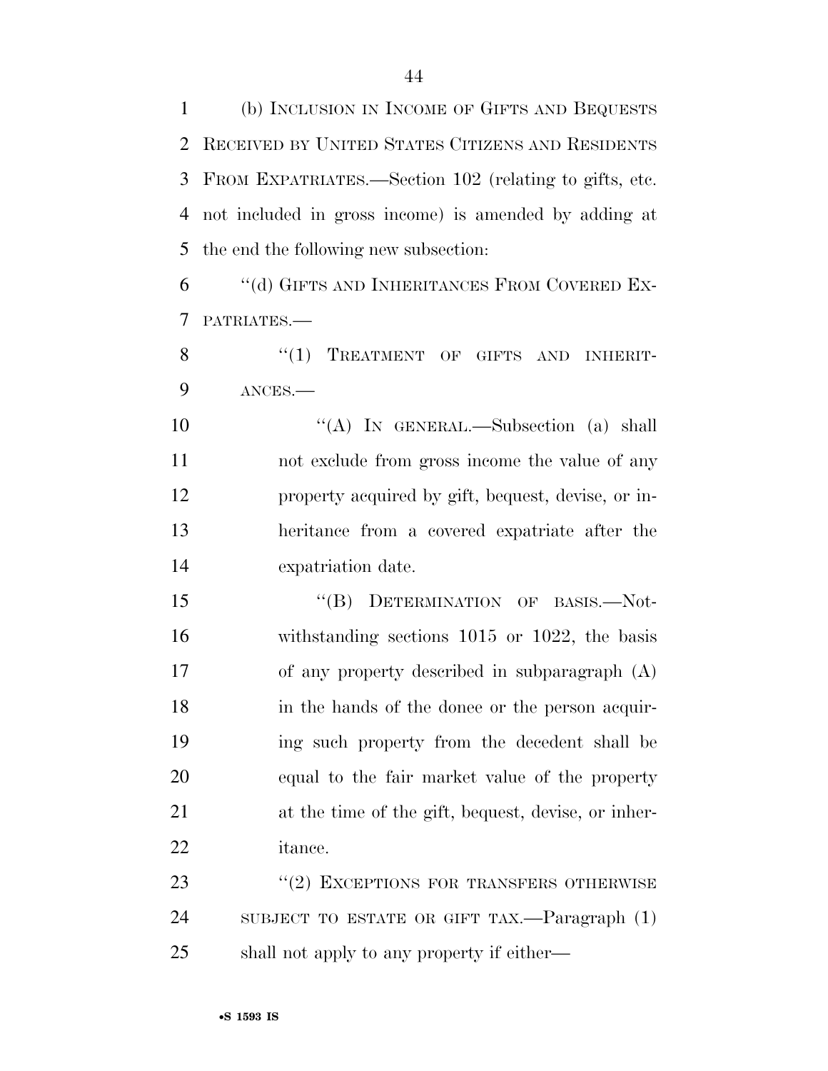(b) INCLUSION IN INCOME OF GIFTS AND BEQUESTS RECEIVED BY UNITED STATES CITIZENS AND RESIDENTS FROM EXPATRIATES.—Section 102 (relating to gifts, etc. not included in gross income) is amended by adding at the end the following new subsection:

"(d) GIFTS AND INHERITANCES FROM COVERED EXPATRIATES.—

"(1) TREATMENT OF GIFTS AND INHERITANCES.—

"(A) IN GENERAL.—Subsection (a) shall not exclude from gross income the value of any property acquired by gift, bequest, devise, or inheritance from a covered expatriate after the expatriation date.

"(B) DETERMINATION OF BASIS.—Notwithstanding sections 1015 or 1022, the basis of any property described in subparagraph (A) in the hands of the donee or the person acquiring such property from the decedent shall be equal to the fair market value of the property at the time of the gift, bequest, devise, or inheritance.

"(2) EXCEPTIONS FOR TRANSFERS OTHERWISE SUBJECT TO ESTATE OR GIFT TAX.—Paragraph (1) shall not apply to any property if either—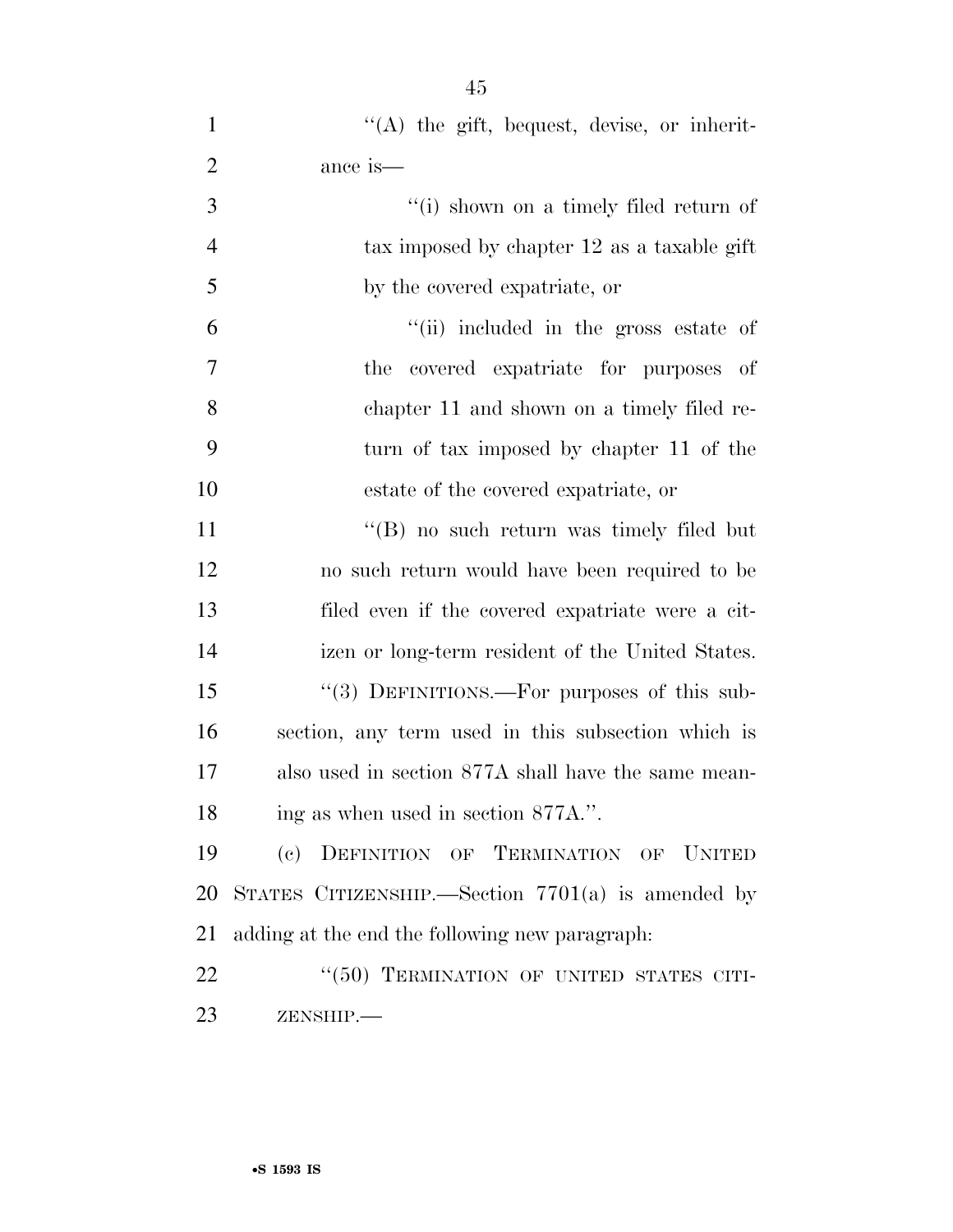''(A) the gift, bequest, devise, or inheritance is—

''(i) shown on a timely filed return of tax imposed by chapter 12 as a taxable gift by the covered expatriate, or

''(ii) included in the gross estate of the covered expatriate for purposes of chapter 11 and shown on a timely filed return of tax imposed by chapter 11 of the estate of the covered expatriate, or

''(B) no such return was timely filed but no such return would have been required to be filed even if the covered expatriate were a citizen or long-term resident of the United States.

''(3) DEFINITIONS.—For purposes of this subsection, any term used in this subsection which is also used in section 877A shall have the same meaning as when used in section 877A.''.

(c) DEFINITION OF TERMINATION OF UNITED STATES CITIZENSHIP.—Section 7701(a) is amended by adding at the end the following new paragraph:

''(50) TERMINATION OF UNITED STATES CITIZENSHIP.—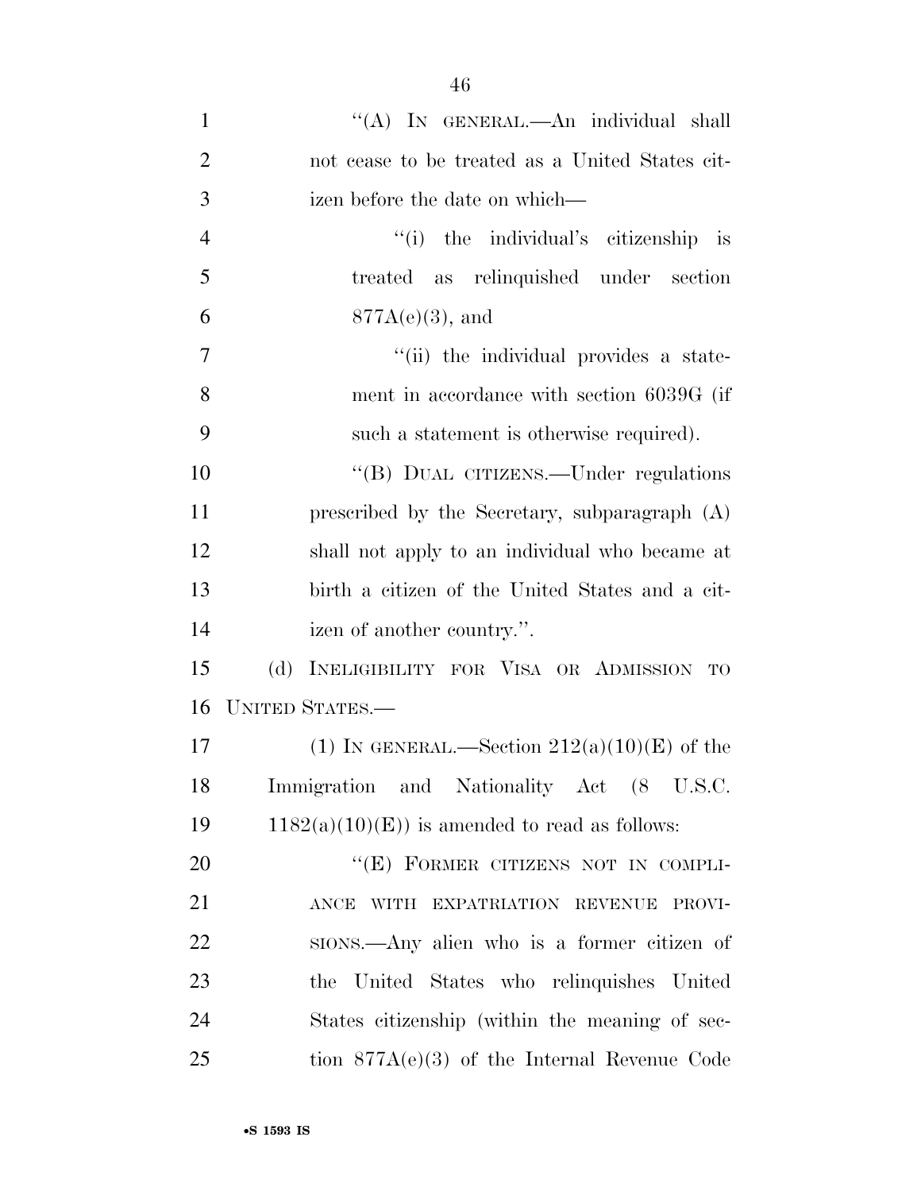"(A) IN GENERAL.—An individual shall not cease to be treated as a United States citizen before the date on which—

"(i) the individual's citizenship is treated as relinquished under section 877A(e)(3), and

"(ii) the individual provides a statement in accordance with section 6039G (if such a statement is otherwise required).

"(B) DUAL CITIZENS.—Under regulations prescribed by the Secretary, subparagraph (A) shall not apply to an individual who became at birth a citizen of the United States and a citizen of another country.".

(d) INELIGIBILITY FOR VISA OR ADMISSION TO UNITED STATES.—

(1) IN GENERAL.—Section 212(a)(10)(E) of the Immigration and Nationality Act (8 U.S.C. 1182(a)(10)(E)) is amended to read as follows:

"(E) FORMER CITIZENS NOT IN COMPLIANCE WITH EXPATRIATION REVENUE PROVISIONS.—Any alien who is a former citizen of the United States who relinquishes United States citizenship (within the meaning of section 877A(e)(3) of the Internal Revenue Code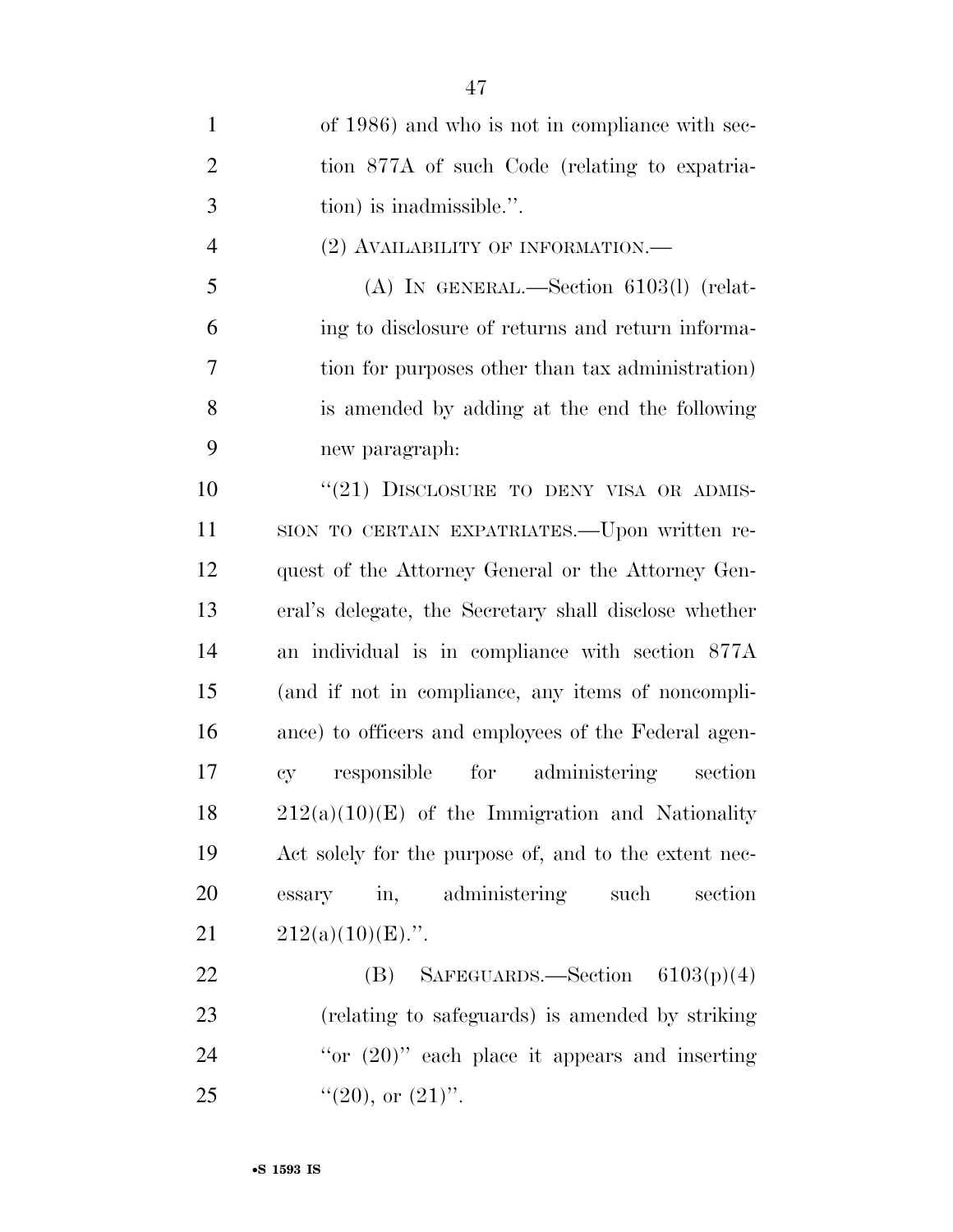of 1986) and who is not in compliance with section 877A of such Code (relating to expatriation) is inadmissible.''.

(2) AVAILABILITY OF INFORMATION.—

(A) IN GENERAL.—Section 6103(l) (relating to disclosure of returns and return information for purposes other than tax administration) is amended by adding at the end the following new paragraph:

''(21) DISCLOSURE TO DENY VISA OR ADMISSION TO CERTAIN EXPATRIATES.—Upon written request of the Attorney General or the Attorney General's delegate, the Secretary shall disclose whether an individual is in compliance with section 877A (and if not in compliance, any items of noncompliance) to officers and employees of the Federal agency responsible for administering section 212(a)(10)(E) of the Immigration and Nationality Act solely for the purpose of, and to the extent necessary in, administering such section 212(a)(10)(E).''.

(B) SAFEGUARDS.—Section 6103(p)(4) (relating to safeguards) is amended by striking ''or (20)'' each place it appears and inserting ''(20), or (21)''.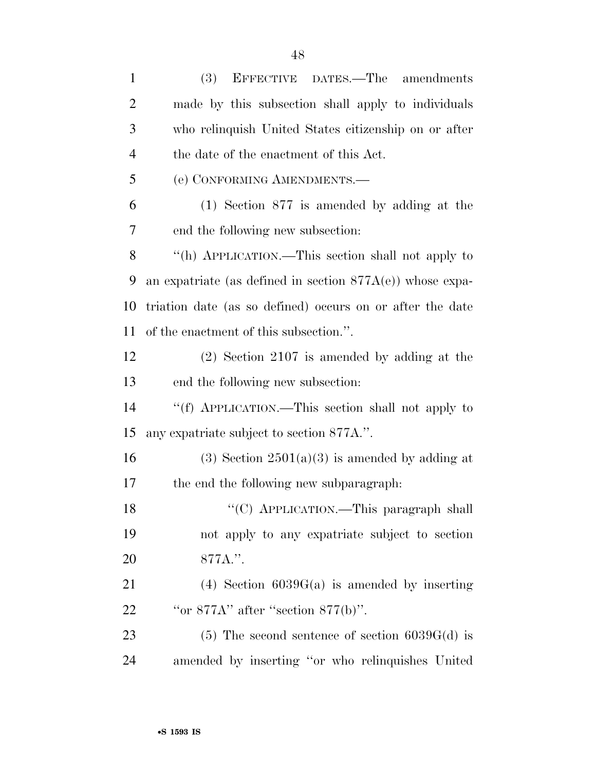(3) EFFECTIVE DATES.—The amendments made by this subsection shall apply to individuals who relinquish United States citizenship on or after the date of the enactment of this Act.

(e) CONFORMING AMENDMENTS.—

(1) Section 877 is amended by adding at the end the following new subsection:

"(h) APPLICATION.—This section shall not apply to an expatriate (as defined in section 877A(e)) whose expatriation date (as so defined) occurs on or after the date of the enactment of this subsection.".

(2) Section 2107 is amended by adding at the end the following new subsection:

"(f) APPLICATION.—This section shall not apply to any expatriate subject to section 877A.".

(3) Section 2501(a)(3) is amended by adding at the end the following new subparagraph:

"(C) APPLICATION.—This paragraph shall not apply to any expatriate subject to section 877A.".

(4) Section 6039G(a) is amended by inserting "or 877A" after "section 877(b)".

(5) The second sentence of section 6039G(d) is amended by inserting "or who relinquishes United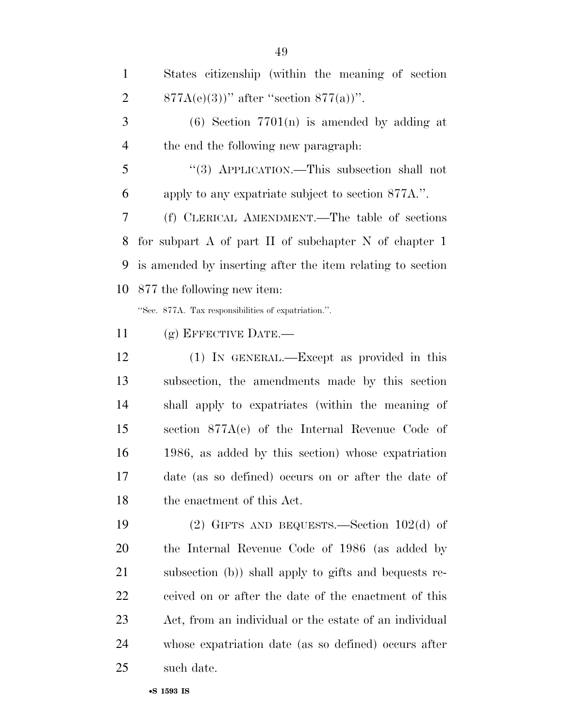States citizenship (within the meaning of section 877A(e)(3))'' after ''section 877(a))''.

(6) Section 7701(n) is amended by adding at the end the following new paragraph:

''(3) APPLICATION.—This subsection shall not apply to any expatriate subject to section 877A.''.

(f) CLERICAL AMENDMENT.—The table of sections for subpart A of part II of subchapter N of chapter 1 is amended by inserting after the item relating to section 877 the following new item:

''Sec. 877A. Tax responsibilities of expatriation.''.

(g) EFFECTIVE DATE.—

(1) IN GENERAL.—Except as provided in this subsection, the amendments made by this section shall apply to expatriates (within the meaning of section 877A(e) of the Internal Revenue Code of 1986, as added by this section) whose expatriation date (as so defined) occurs on or after the date of the enactment of this Act.

(2) GIFTS AND BEQUESTS.—Section 102(d) of the Internal Revenue Code of 1986 (as added by subsection (b)) shall apply to gifts and bequests received on or after the date of the enactment of this Act, from an individual or the estate of an individual whose expatriation date (as so defined) occurs after such date.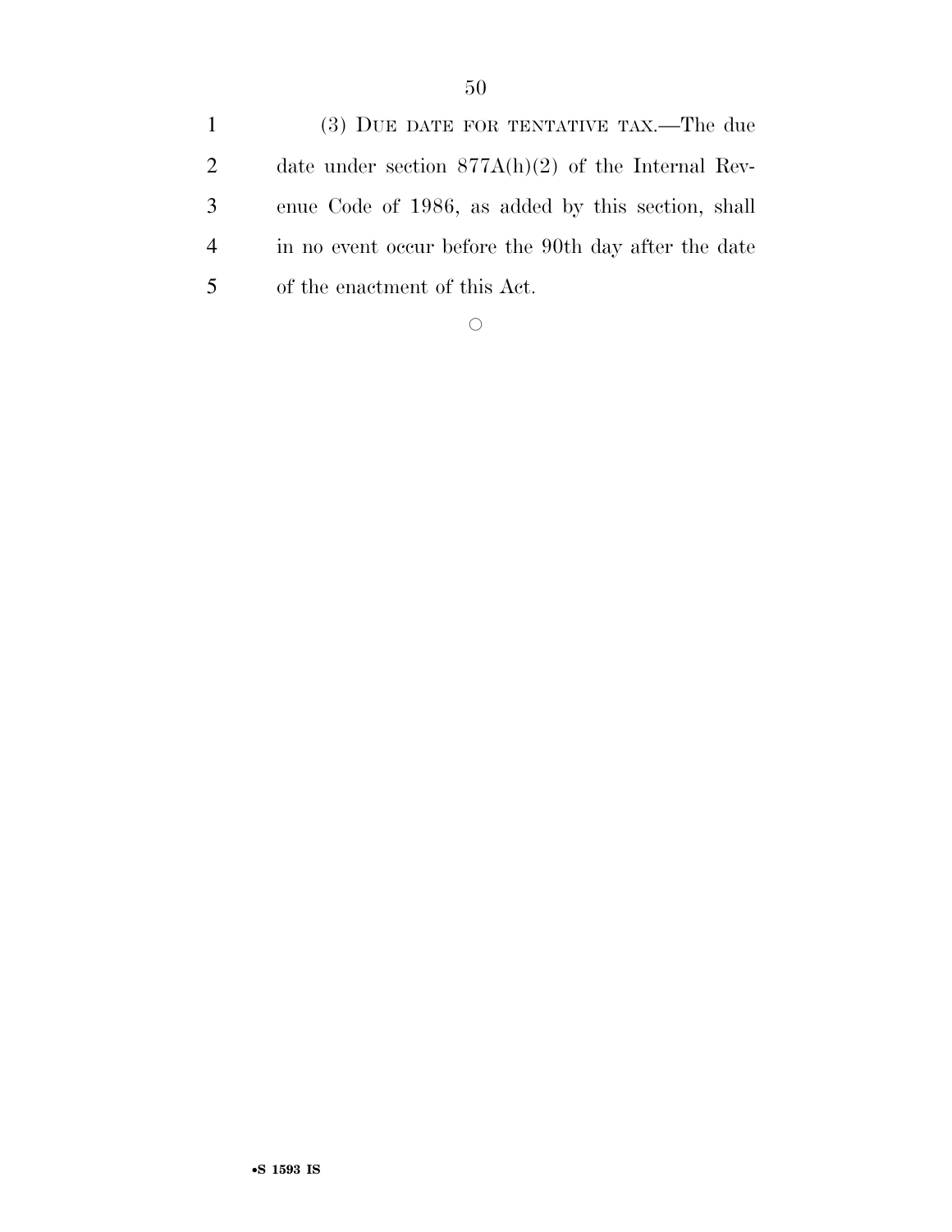(3) DUE DATE FOR TENTATIVE TAX.—The due date under section 877A(h)(2) of the Internal Revenue Code of 1986, as added by this section, shall in no event occur before the 90th day after the date of the enactment of this Act.